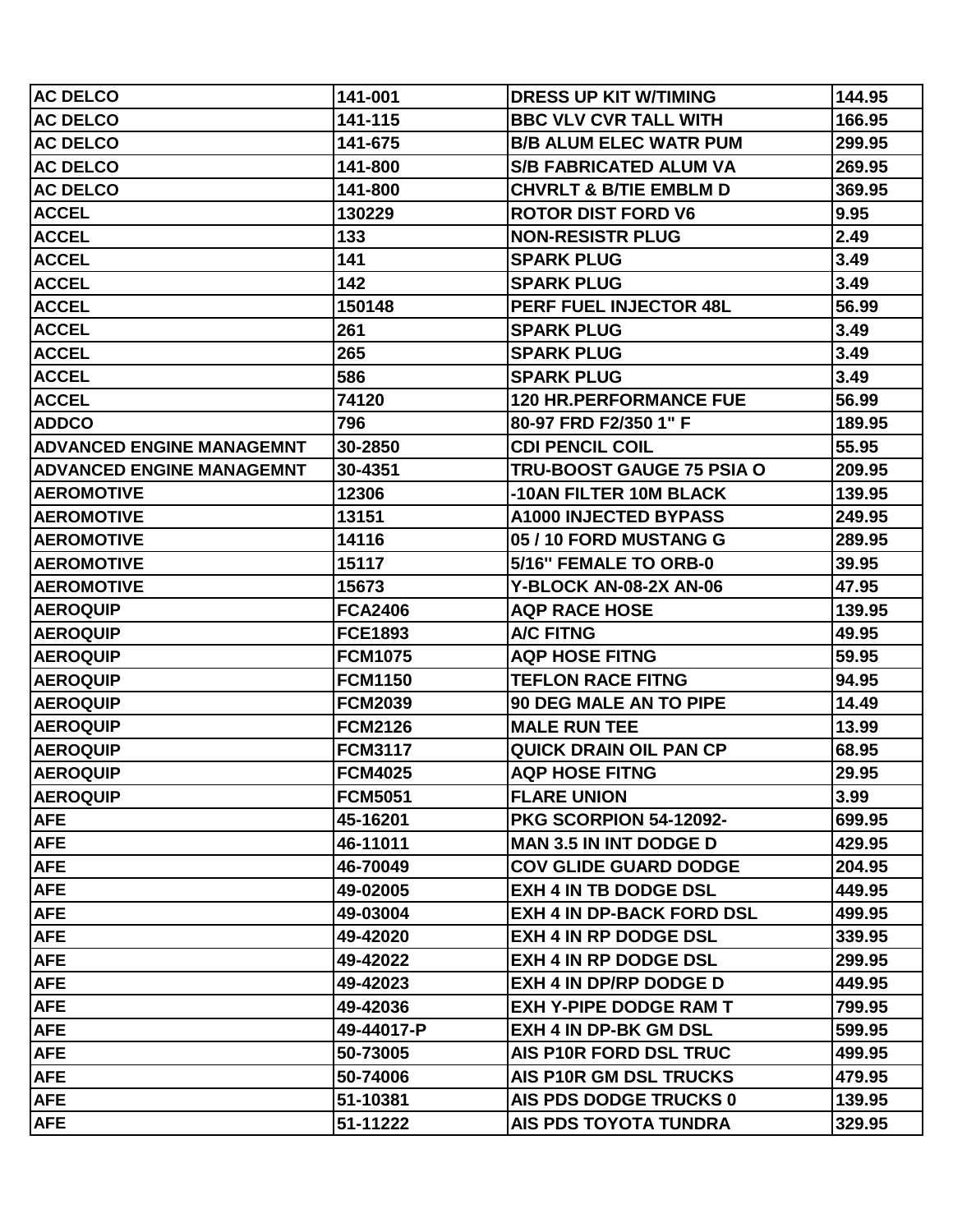| AC DELCO | 141-001 | DRESS UP KIT W/TIMING | 144.95 |
|---|---|---|---|
| AC DELCO | 141-115 | BBC VLV CVR TALL WITH | 166.95 |
| AC DELCO | 141-675 | B/B ALUM ELEC WATR PUM | 299.95 |
| AC DELCO | 141-800 | S/B FABRICATED ALUM VA | 269.95 |
| AC DELCO | 141-800 | CHVRLT & B/TIE EMBLM D | 369.95 |
| ACCEL | 130229 | ROTOR DIST FORD V6 | 9.95 |
| ACCEL | 133 | NON-RESISTR PLUG | 2.49 |
| ACCEL | 141 | SPARK PLUG | 3.49 |
| ACCEL | 142 | SPARK PLUG | 3.49 |
| ACCEL | 150148 | PERF FUEL INJECTOR 48L | 56.99 |
| ACCEL | 261 | SPARK PLUG | 3.49 |
| ACCEL | 265 | SPARK PLUG | 3.49 |
| ACCEL | 586 | SPARK PLUG | 3.49 |
| ACCEL | 74120 | 120 HR.PERFORMANCE FUE | 56.99 |
| ADDCO | 796 | 80-97 FRD F2/350 1" F | 189.95 |
| ADVANCED ENGINE MANAGEMNT | 30-2850 | CDI PENCIL COIL | 55.95 |
| ADVANCED ENGINE MANAGEMNT | 30-4351 | TRU-BOOST GAUGE 75 PSIA O | 209.95 |
| AEROMOTIVE | 12306 | -10AN FILTER 10M BLACK | 139.95 |
| AEROMOTIVE | 13151 | A1000 INJECTED BYPASS | 249.95 |
| AEROMOTIVE | 14116 | 05 / 10 FORD MUSTANG G | 289.95 |
| AEROMOTIVE | 15117 | 5/16" FEMALE TO ORB-0 | 39.95 |
| AEROMOTIVE | 15673 | Y-BLOCK AN-08-2X AN-06 | 47.95 |
| AEROQUIP | FCA2406 | AQP RACE HOSE | 139.95 |
| AEROQUIP | FCE1893 | A/C FITNG | 49.95 |
| AEROQUIP | FCM1075 | AQP HOSE FITNG | 59.95 |
| AEROQUIP | FCM1150 | TEFLON RACE FITNG | 94.95 |
| AEROQUIP | FCM2039 | 90 DEG MALE AN TO PIPE | 14.49 |
| AEROQUIP | FCM2126 | MALE RUN TEE | 13.99 |
| AEROQUIP | FCM3117 | QUICK DRAIN OIL PAN CP | 68.95 |
| AEROQUIP | FCM4025 | AQP HOSE FITNG | 29.95 |
| AEROQUIP | FCM5051 | FLARE UNION | 3.99 |
| AFE | 45-16201 | PKG SCORPION 54-12092- | 699.95 |
| AFE | 46-11011 | MAN 3.5 IN INT DODGE D | 429.95 |
| AFE | 46-70049 | COV GLIDE GUARD DODGE | 204.95 |
| AFE | 49-02005 | EXH 4 IN TB DODGE DSL | 449.95 |
| AFE | 49-03004 | EXH 4 IN DP-BACK FORD DSL | 499.95 |
| AFE | 49-42020 | EXH 4 IN RP DODGE DSL | 339.95 |
| AFE | 49-42022 | EXH 4 IN RP DODGE DSL | 299.95 |
| AFE | 49-42023 | EXH 4 IN DP/RP DODGE D | 449.95 |
| AFE | 49-42036 | EXH Y-PIPE DODGE RAM T | 799.95 |
| AFE | 49-44017-P | EXH 4 IN DP-BK GM DSL | 599.95 |
| AFE | 50-73005 | AIS P10R FORD DSL TRUC | 499.95 |
| AFE | 50-74006 | AIS P10R GM DSL TRUCKS | 479.95 |
| AFE | 51-10381 | AIS PDS DODGE TRUCKS 0 | 139.95 |
| AFE | 51-11222 | AIS PDS TOYOTA TUNDRA | 329.95 |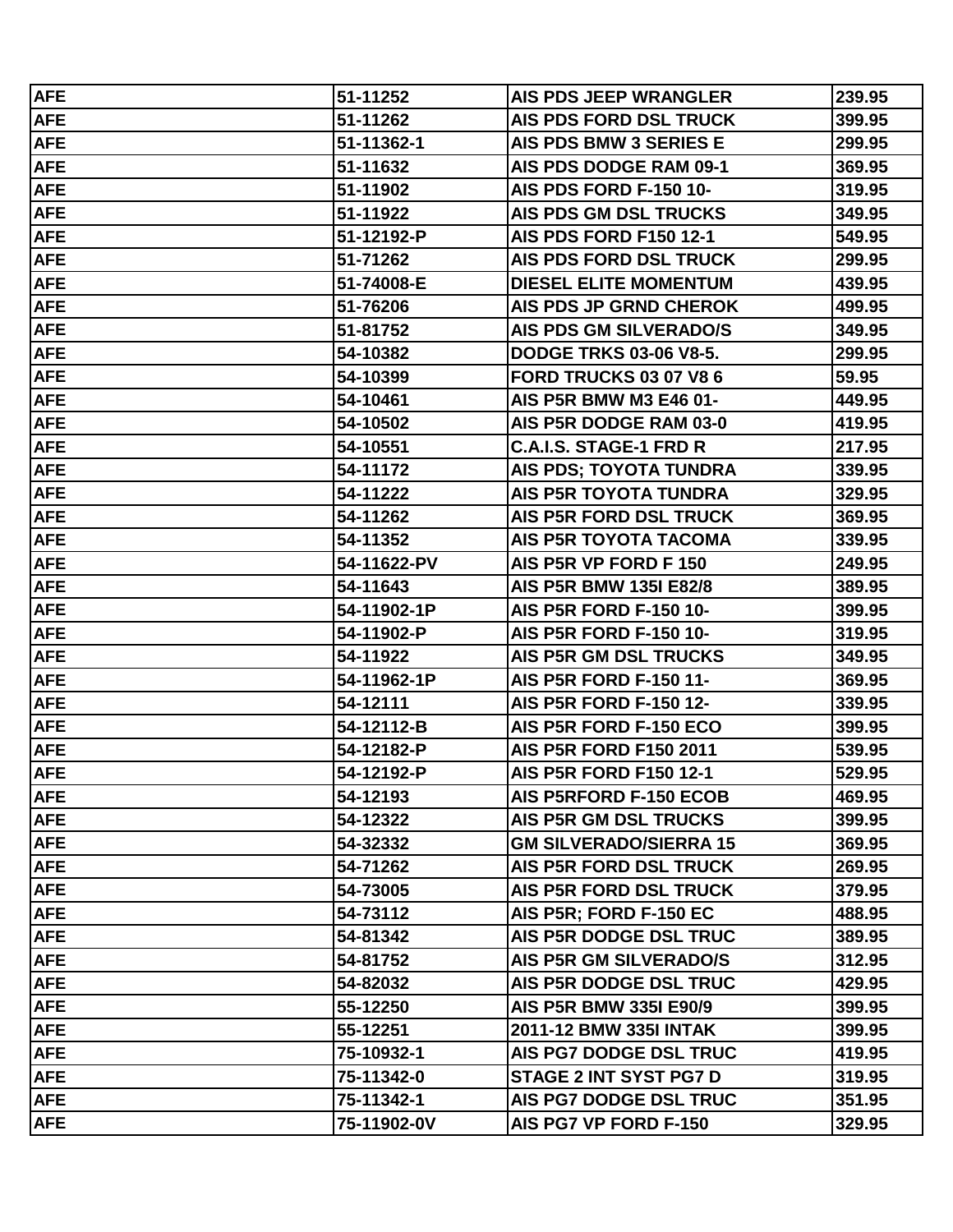| AFE | 51-11252 | AIS PDS JEEP WRANGLER | 239.95 |
|---|---|---|---|
| AFE | 51-11262 | AIS PDS FORD DSL TRUCK | 399.95 |
| AFE | 51-11362-1 | AIS PDS BMW 3 SERIES E | 299.95 |
| AFE | 51-11632 | AIS PDS DODGE RAM 09-1 | 369.95 |
| AFE | 51-11902 | AIS PDS FORD F-150 10- | 319.95 |
| AFE | 51-11922 | AIS PDS GM DSL TRUCKS | 349.95 |
| AFE | 51-12192-P | AIS PDS FORD F150 12-1 | 549.95 |
| AFE | 51-71262 | AIS PDS FORD DSL TRUCK | 299.95 |
| AFE | 51-74008-E | DIESEL ELITE MOMENTUM | 439.95 |
| AFE | 51-76206 | AIS PDS JP GRND CHEROK | 499.95 |
| AFE | 51-81752 | AIS PDS GM SILVERADO/S | 349.95 |
| AFE | 54-10382 | DODGE TRKS 03-06 V8-5. | 299.95 |
| AFE | 54-10399 | FORD TRUCKS 03 07 V8 6 | 59.95 |
| AFE | 54-10461 | AIS P5R BMW M3 E46 01- | 449.95 |
| AFE | 54-10502 | AIS P5R DODGE RAM 03-0 | 419.95 |
| AFE | 54-10551 | C.A.I.S. STAGE-1 FRD R | 217.95 |
| AFE | 54-11172 | AIS PDS; TOYOTA TUNDRA | 339.95 |
| AFE | 54-11222 | AIS P5R TOYOTA TUNDRA | 329.95 |
| AFE | 54-11262 | AIS P5R FORD DSL TRUCK | 369.95 |
| AFE | 54-11352 | AIS P5R TOYOTA TACOMA | 339.95 |
| AFE | 54-11622-PV | AIS P5R VP FORD F 150 | 249.95 |
| AFE | 54-11643 | AIS P5R BMW 135I E82/8 | 389.95 |
| AFE | 54-11902-1P | AIS P5R FORD F-150 10- | 399.95 |
| AFE | 54-11902-P | AIS P5R FORD F-150 10- | 319.95 |
| AFE | 54-11922 | AIS P5R GM DSL TRUCKS | 349.95 |
| AFE | 54-11962-1P | AIS P5R FORD F-150 11- | 369.95 |
| AFE | 54-12111 | AIS P5R FORD F-150 12- | 339.95 |
| AFE | 54-12112-B | AIS P5R FORD F-150 ECO | 399.95 |
| AFE | 54-12182-P | AIS P5R FORD F150 2011 | 539.95 |
| AFE | 54-12192-P | AIS P5R FORD F150 12-1 | 529.95 |
| AFE | 54-12193 | AIS P5RFORD F-150 ECOB | 469.95 |
| AFE | 54-12322 | AIS P5R GM DSL TRUCKS | 399.95 |
| AFE | 54-32332 | GM SILVERADO/SIERRA 15 | 369.95 |
| AFE | 54-71262 | AIS P5R FORD DSL TRUCK | 269.95 |
| AFE | 54-73005 | AIS P5R FORD DSL TRUCK | 379.95 |
| AFE | 54-73112 | AIS P5R; FORD F-150 EC | 488.95 |
| AFE | 54-81342 | AIS P5R DODGE DSL TRUC | 389.95 |
| AFE | 54-81752 | AIS P5R GM SILVERADO/S | 312.95 |
| AFE | 54-82032 | AIS P5R DODGE DSL TRUC | 429.95 |
| AFE | 55-12250 | AIS P5R BMW 335I E90/9 | 399.95 |
| AFE | 55-12251 | 2011-12 BMW 335I INTAK | 399.95 |
| AFE | 75-10932-1 | AIS PG7 DODGE DSL TRUC | 419.95 |
| AFE | 75-11342-0 | STAGE 2 INT SYST PG7 D | 319.95 |
| AFE | 75-11342-1 | AIS PG7 DODGE DSL TRUC | 351.95 |
| AFE | 75-11902-0V | AIS PG7 VP FORD F-150 | 329.95 |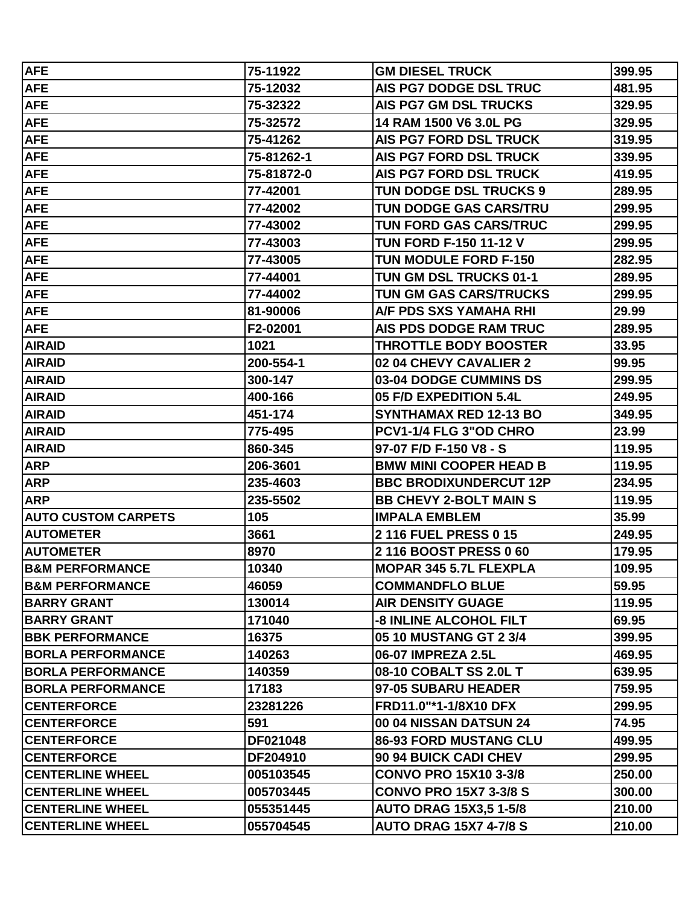| AFE | 75-11922 | GM DIESEL TRUCK | 399.95 |
|---|---|---|---|
| AFE | 75-12032 | AIS PG7 DODGE DSL TRUC | 481.95 |
| AFE | 75-32322 | AIS PG7 GM DSL TRUCKS | 329.95 |
| AFE | 75-32572 | 14 RAM 1500 V6 3.0L PG | 329.95 |
| AFE | 75-41262 | AIS PG7 FORD DSL TRUCK | 319.95 |
| AFE | 75-81262-1 | AIS PG7 FORD DSL TRUCK | 339.95 |
| AFE | 75-81872-0 | AIS PG7 FORD DSL TRUCK | 419.95 |
| AFE | 77-42001 | TUN DODGE DSL TRUCKS 9 | 289.95 |
| AFE | 77-42002 | TUN DODGE GAS CARS/TRU | 299.95 |
| AFE | 77-43002 | TUN FORD GAS CARS/TRUC | 299.95 |
| AFE | 77-43003 | TUN FORD F-150 11-12 V | 299.95 |
| AFE | 77-43005 | TUN MODULE FORD F-150 | 282.95 |
| AFE | 77-44001 | TUN GM DSL TRUCKS 01-1 | 289.95 |
| AFE | 77-44002 | TUN GM GAS CARS/TRUCKS | 299.95 |
| AFE | 81-90006 | A/F PDS SXS YAMAHA RHI | 29.99 |
| AFE | F2-02001 | AIS PDS DODGE RAM TRUC | 289.95 |
| AIRAID | 1021 | THROTTLE BODY BOOSTER | 33.95 |
| AIRAID | 200-554-1 | 02 04 CHEVY CAVALIER 2 | 99.95 |
| AIRAID | 300-147 | 03-04 DODGE CUMMINS DS | 299.95 |
| AIRAID | 400-166 | 05 F/D EXPEDITION 5.4L | 249.95 |
| AIRAID | 451-174 | SYNTHAMAX RED 12-13 BO | 349.95 |
| AIRAID | 775-495 | PCV1-1/4 FLG 3"OD CHRO | 23.99 |
| AIRAID | 860-345 | 97-07 F/D F-150 V8 - S | 119.95 |
| ARP | 206-3601 | BMW MINI COOPER HEAD B | 119.95 |
| ARP | 235-4603 | BBC BRODIXUNDERCUT 12P | 234.95 |
| ARP | 235-5502 | BB CHEVY 2-BOLT MAIN S | 119.95 |
| AUTO CUSTOM CARPETS | 105 | IMPALA EMBLEM | 35.99 |
| AUTOMETER | 3661 | 2 116 FUEL PRESS 0 15 | 249.95 |
| AUTOMETER | 8970 | 2 116 BOOST PRESS 0 60 | 179.95 |
| B&M PERFORMANCE | 10340 | MOPAR 345 5.7L FLEXPLA | 109.95 |
| B&M PERFORMANCE | 46059 | COMMANDFLO BLUE | 59.95 |
| BARRY GRANT | 130014 | AIR DENSITY GUAGE | 119.95 |
| BARRY GRANT | 171040 | -8 INLINE ALCOHOL FILT | 69.95 |
| BBK PERFORMANCE | 16375 | 05 10 MUSTANG GT 2 3/4 | 399.95 |
| BORLA PERFORMANCE | 140263 | 06-07 IMPREZA 2.5L | 469.95 |
| BORLA PERFORMANCE | 140359 | 08-10 COBALT SS 2.0L T | 639.95 |
| BORLA PERFORMANCE | 17183 | 97-05 SUBARU HEADER | 759.95 |
| CENTERFORCE | 23281226 | FRD11.0"*1-1/8X10 DFX | 299.95 |
| CENTERFORCE | 591 | 00 04 NISSAN DATSUN 24 | 74.95 |
| CENTERFORCE | DF021048 | 86-93 FORD MUSTANG CLU | 499.95 |
| CENTERFORCE | DF204910 | 90 94 BUICK CADI CHEV | 299.95 |
| CENTERLINE WHEEL | 005103545 | CONVO PRO 15X10 3-3/8 | 250.00 |
| CENTERLINE WHEEL | 005703445 | CONVO PRO 15X7 3-3/8 S | 300.00 |
| CENTERLINE WHEEL | 055351445 | AUTO DRAG 15X3,5 1-5/8 | 210.00 |
| CENTERLINE WHEEL | 055704545 | AUTO DRAG 15X7 4-7/8 S | 210.00 |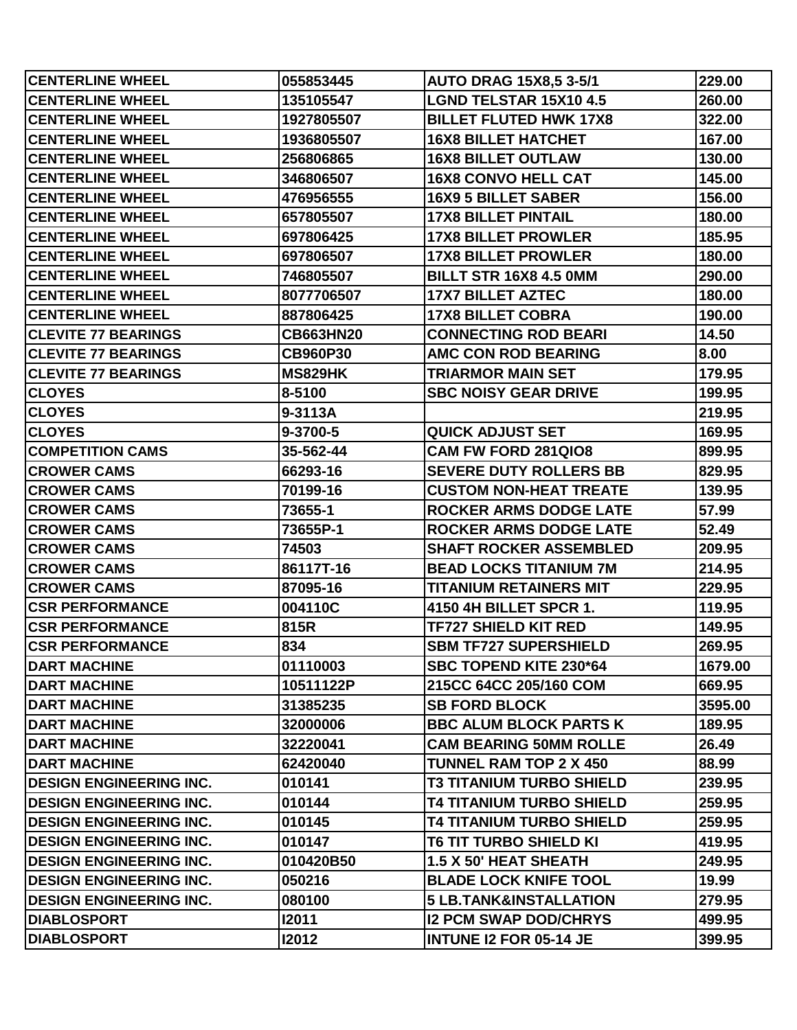| CENTERLINE WHEEL | 055853445 | AUTO DRAG 15X8,5 3-5/1 | 229.00 |
|---|---|---|---|
| CENTERLINE WHEEL | 135105547 | LGND TELSTAR 15X10 4.5 | 260.00 |
| CENTERLINE WHEEL | 1927805507 | BILLET FLUTED HWK 17X8 | 322.00 |
| CENTERLINE WHEEL | 1936805507 | 16X8 BILLET HATCHET | 167.00 |
| CENTERLINE WHEEL | 256806865 | 16X8 BILLET OUTLAW | 130.00 |
| CENTERLINE WHEEL | 346806507 | 16X8 CONVO HELL CAT | 145.00 |
| CENTERLINE WHEEL | 476956555 | 16X9 5 BILLET SABER | 156.00 |
| CENTERLINE WHEEL | 657805507 | 17X8 BILLET PINTAIL | 180.00 |
| CENTERLINE WHEEL | 697806425 | 17X8 BILLET PROWLER | 185.95 |
| CENTERLINE WHEEL | 697806507 | 17X8 BILLET PROWLER | 180.00 |
| CENTERLINE WHEEL | 746805507 | BILLT STR 16X8 4.5 0MM | 290.00 |
| CENTERLINE WHEEL | 8077706507 | 17X7 BILLET AZTEC | 180.00 |
| CENTERLINE WHEEL | 887806425 | 17X8 BILLET COBRA | 190.00 |
| CLEVITE 77 BEARINGS | CB663HN20 | CONNECTING ROD BEARI | 14.50 |
| CLEVITE 77 BEARINGS | CB960P30 | AMC CON ROD BEARING | 8.00 |
| CLEVITE 77 BEARINGS | MS829HK | TRIARMOR MAIN SET | 179.95 |
| CLOYES | 8-5100 | SBC NOISY GEAR DRIVE | 199.95 |
| CLOYES | 9-3113A | | 219.95 |
| CLOYES | 9-3700-5 | QUICK ADJUST SET | 169.95 |
| COMPETITION CAMS | 35-562-44 | CAM FW FORD 281QIO8 | 899.95 |
| CROWER CAMS | 66293-16 | SEVERE DUTY ROLLERS BB | 829.95 |
| CROWER CAMS | 70199-16 | CUSTOM NON-HEAT TREATE | 139.95 |
| CROWER CAMS | 73655-1 | ROCKER ARMS DODGE LATE | 57.99 |
| CROWER CAMS | 73655P-1 | ROCKER ARMS DODGE LATE | 52.49 |
| CROWER CAMS | 74503 | SHAFT ROCKER ASSEMBLED | 209.95 |
| CROWER CAMS | 86117T-16 | BEAD LOCKS TITANIUM 7M | 214.95 |
| CROWER CAMS | 87095-16 | TITANIUM RETAINERS MIT | 229.95 |
| CSR PERFORMANCE | 004110C | 4150 4H BILLET SPCR 1. | 119.95 |
| CSR PERFORMANCE | 815R | TF727 SHIELD KIT RED | 149.95 |
| CSR PERFORMANCE | 834 | SBM TF727 SUPERSHIELD | 269.95 |
| DART MACHINE | 01110003 | SBC TOPEND KITE 230*64 | 1679.00 |
| DART MACHINE | 10511122P | 215CC 64CC 205/160 COM | 669.95 |
| DART MACHINE | 31385235 | SB FORD BLOCK | 3595.00 |
| DART MACHINE | 32000006 | BBC ALUM BLOCK PARTS K | 189.95 |
| DART MACHINE | 32220041 | CAM BEARING 50MM ROLLE | 26.49 |
| DART MACHINE | 62420040 | TUNNEL RAM TOP 2 X 450 | 88.99 |
| DESIGN ENGINEERING INC. | 010141 | T3 TITANIUM TURBO SHIELD | 239.95 |
| DESIGN ENGINEERING INC. | 010144 | T4 TITANIUM TURBO SHIELD | 259.95 |
| DESIGN ENGINEERING INC. | 010145 | T4 TITANIUM TURBO SHIELD | 259.95 |
| DESIGN ENGINEERING INC. | 010147 | T6 TIT TURBO SHIELD KI | 419.95 |
| DESIGN ENGINEERING INC. | 010420B50 | 1.5 X 50' HEAT SHEATH | 249.95 |
| DESIGN ENGINEERING INC. | 050216 | BLADE LOCK KNIFE TOOL | 19.99 |
| DESIGN ENGINEERING INC. | 080100 | 5 LB.TANK&INSTALLATION | 279.95 |
| DIABLOSPORT | I2011 | I2 PCM SWAP DOD/CHRYS | 499.95 |
| DIABLOSPORT | I2012 | INTUNE I2 FOR 05-14 JE | 399.95 |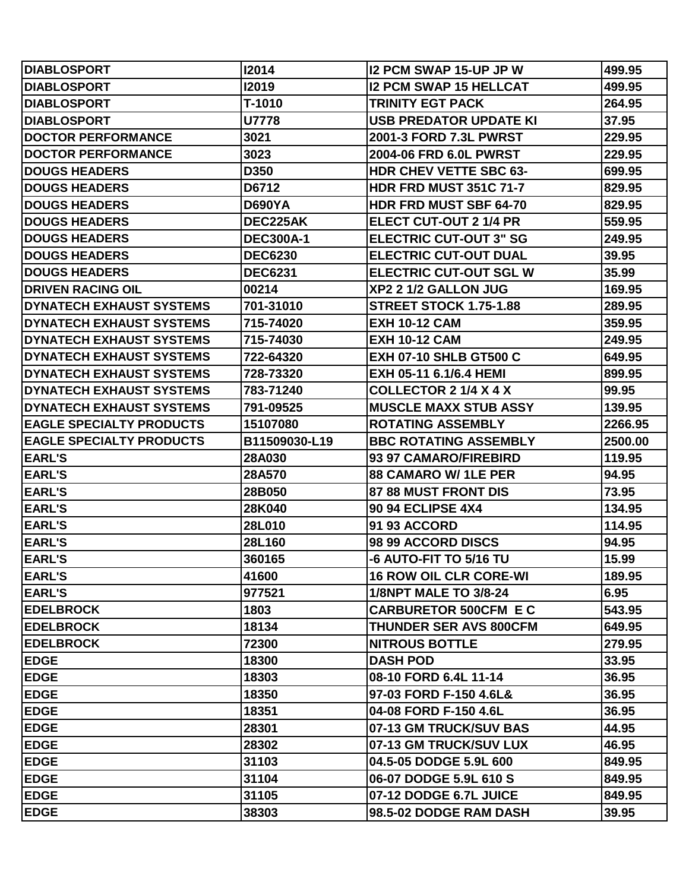| DIABLOSPORT | I2014 | I2 PCM SWAP 15-UP JP W | 499.95 |
|---|---|---|---|
| DIABLOSPORT | I2019 | I2 PCM SWAP 15 HELLCAT | 499.95 |
| DIABLOSPORT | T-1010 | TRINITY EGT PACK | 264.95 |
| DIABLOSPORT | U7778 | USB PREDATOR UPDATE KI | 37.95 |
| DOCTOR PERFORMANCE | 3021 | 2001-3 FORD 7.3L PWRST | 229.95 |
| DOCTOR PERFORMANCE | 3023 | 2004-06 FRD 6.0L PWRST | 229.95 |
| DOUGS HEADERS | D350 | HDR CHEV VETTE SBC 63- | 699.95 |
| DOUGS HEADERS | D6712 | HDR FRD MUST 351C 71-7 | 829.95 |
| DOUGS HEADERS | D690YA | HDR FRD MUST SBF 64-70 | 829.95 |
| DOUGS HEADERS | DEC225AK | ELECT CUT-OUT 2 1/4 PR | 559.95 |
| DOUGS HEADERS | DEC300A-1 | ELECTRIC CUT-OUT 3" SG | 249.95 |
| DOUGS HEADERS | DEC6230 | ELECTRIC CUT-OUT DUAL | 39.95 |
| DOUGS HEADERS | DEC6231 | ELECTRIC CUT-OUT SGL W | 35.99 |
| DRIVEN RACING OIL | 00214 | XP2 2 1/2 GALLON JUG | 169.95 |
| DYNATECH EXHAUST SYSTEMS | 701-31010 | STREET STOCK 1.75-1.88 | 289.95 |
| DYNATECH EXHAUST SYSTEMS | 715-74020 | EXH 10-12 CAM | 359.95 |
| DYNATECH EXHAUST SYSTEMS | 715-74030 | EXH 10-12 CAM | 249.95 |
| DYNATECH EXHAUST SYSTEMS | 722-64320 | EXH 07-10 SHLB GT500 C | 649.95 |
| DYNATECH EXHAUST SYSTEMS | 728-73320 | EXH 05-11 6.1/6.4 HEMI | 899.95 |
| DYNATECH EXHAUST SYSTEMS | 783-71240 | COLLECTOR 2 1/4 X 4 X | 99.95 |
| DYNATECH EXHAUST SYSTEMS | 791-09525 | MUSCLE MAXX STUB ASSY | 139.95 |
| EAGLE SPECIALTY PRODUCTS | 15107080 | ROTATING ASSEMBLY | 2266.95 |
| EAGLE SPECIALTY PRODUCTS | B11509030-L19 | BBC ROTATING ASSEMBLY | 2500.00 |
| EARL'S | 28A030 | 93 97 CAMARO/FIREBIRD | 119.95 |
| EARL'S | 28A570 | 88 CAMARO W/ 1LE PER | 94.95 |
| EARL'S | 28B050 | 87 88 MUST FRONT DIS | 73.95 |
| EARL'S | 28K040 | 90 94 ECLIPSE 4X4 | 134.95 |
| EARL'S | 28L010 | 91 93 ACCORD | 114.95 |
| EARL'S | 28L160 | 98 99 ACCORD DISCS | 94.95 |
| EARL'S | 360165 | -6 AUTO-FIT TO 5/16 TU | 15.99 |
| EARL'S | 41600 | 16 ROW OIL CLR CORE-WI | 189.95 |
| EARL'S | 977521 | 1/8NPT MALE TO 3/8-24 | 6.95 |
| EDELBROCK | 1803 | CARBURETOR 500CFM E C | 543.95 |
| EDELBROCK | 18134 | THUNDER SER AVS 800CFM | 649.95 |
| EDELBROCK | 72300 | NITROUS BOTTLE | 279.95 |
| EDGE | 18300 | DASH POD | 33.95 |
| EDGE | 18303 | 08-10 FORD 6.4L 11-14 | 36.95 |
| EDGE | 18350 | 97-03 FORD F-150 4.6L& | 36.95 |
| EDGE | 18351 | 04-08 FORD F-150 4.6L | 36.95 |
| EDGE | 28301 | 07-13 GM TRUCK/SUV BAS | 44.95 |
| EDGE | 28302 | 07-13 GM TRUCK/SUV LUX | 46.95 |
| EDGE | 31103 | 04.5-05 DODGE 5.9L 600 | 849.95 |
| EDGE | 31104 | 06-07 DODGE 5.9L 610 S | 849.95 |
| EDGE | 31105 | 07-12 DODGE 6.7L JUICE | 849.95 |
| EDGE | 38303 | 98.5-02 DODGE RAM DASH | 39.95 |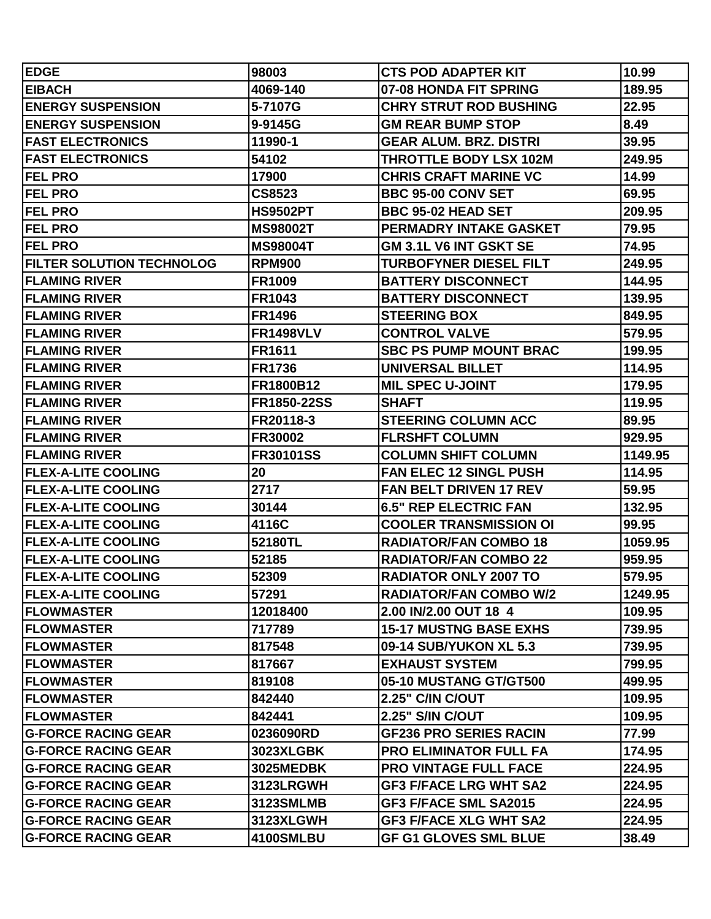| EDGE | 98003 | CTS POD ADAPTER KIT | 10.99 |
|---|---|---|---|
| EIBACH | 4069-140 | 07-08 HONDA FIT SPRING | 189.95 |
| ENERGY SUSPENSION | 5-7107G | CHRY STRUT ROD BUSHING | 22.95 |
| ENERGY SUSPENSION | 9-9145G | GM REAR BUMP STOP | 8.49 |
| FAST ELECTRONICS | 11990-1 | GEAR ALUM. BRZ. DISTRI | 39.95 |
| FAST ELECTRONICS | 54102 | THROTTLE BODY LSX 102M | 249.95 |
| FEL PRO | 17900 | CHRIS CRAFT MARINE VC | 14.99 |
| FEL PRO | CS8523 | BBC 95-00 CONV SET | 69.95 |
| FEL PRO | HS9502PT | BBC 95-02 HEAD SET | 209.95 |
| FEL PRO | MS98002T | PERMADRY INTAKE GASKET | 79.95 |
| FEL PRO | MS98004T | GM 3.1L V6 INT GSKT SE | 74.95 |
| FILTER SOLUTION TECHNOLOG | RPM900 | TURBOFYNER DIESEL FILT | 249.95 |
| FLAMING RIVER | FR1009 | BATTERY DISCONNECT | 144.95 |
| FLAMING RIVER | FR1043 | BATTERY DISCONNECT | 139.95 |
| FLAMING RIVER | FR1496 | STEERING BOX | 849.95 |
| FLAMING RIVER | FR1498VLV | CONTROL VALVE | 579.95 |
| FLAMING RIVER | FR1611 | SBC PS PUMP MOUNT BRAC | 199.95 |
| FLAMING RIVER | FR1736 | UNIVERSAL BILLET | 114.95 |
| FLAMING RIVER | FR1800B12 | MIL SPEC U-JOINT | 179.95 |
| FLAMING RIVER | FR1850-22SS | SHAFT | 119.95 |
| FLAMING RIVER | FR20118-3 | STEERING COLUMN ACC | 89.95 |
| FLAMING RIVER | FR30002 | FLRSHFT COLUMN | 929.95 |
| FLAMING RIVER | FR30101SS | COLUMN SHIFT COLUMN | 1149.95 |
| FLEX-A-LITE COOLING | 20 | FAN ELEC 12 SINGL PUSH | 114.95 |
| FLEX-A-LITE COOLING | 2717 | FAN BELT DRIVEN 17 REV | 59.95 |
| FLEX-A-LITE COOLING | 30144 | 6.5" REP ELECTRIC FAN | 132.95 |
| FLEX-A-LITE COOLING | 4116C | COOLER TRANSMISSION OI | 99.95 |
| FLEX-A-LITE COOLING | 52180TL | RADIATOR/FAN COMBO 18 | 1059.95 |
| FLEX-A-LITE COOLING | 52185 | RADIATOR/FAN COMBO 22 | 959.95 |
| FLEX-A-LITE COOLING | 52309 | RADIATOR ONLY 2007 TO | 579.95 |
| FLEX-A-LITE COOLING | 57291 | RADIATOR/FAN COMBO W/2 | 1249.95 |
| FLOWMASTER | 12018400 | 2.00 IN/2.00 OUT 18 4 | 109.95 |
| FLOWMASTER | 717789 | 15-17 MUSTNG BASE EXHS | 739.95 |
| FLOWMASTER | 817548 | 09-14 SUB/YUKON XL 5.3 | 739.95 |
| FLOWMASTER | 817667 | EXHAUST SYSTEM | 799.95 |
| FLOWMASTER | 819108 | 05-10 MUSTANG GT/GT500 | 499.95 |
| FLOWMASTER | 842440 | 2.25" C/IN C/OUT | 109.95 |
| FLOWMASTER | 842441 | 2.25" S/IN C/OUT | 109.95 |
| G-FORCE RACING GEAR | 0236090RD | GF236 PRO SERIES RACIN | 77.99 |
| G-FORCE RACING GEAR | 3023XLGBK | PRO ELIMINATOR FULL FA | 174.95 |
| G-FORCE RACING GEAR | 3025MEDBK | PRO VINTAGE FULL FACE | 224.95 |
| G-FORCE RACING GEAR | 3123LRGWH | GF3 F/FACE LRG WHT SA2 | 224.95 |
| G-FORCE RACING GEAR | 3123SMLMB | GF3 F/FACE SML SA2015 | 224.95 |
| G-FORCE RACING GEAR | 3123XLGWH | GF3 F/FACE XLG WHT SA2 | 224.95 |
| G-FORCE RACING GEAR | 4100SMLBU | GF G1 GLOVES SML BLUE | 38.49 |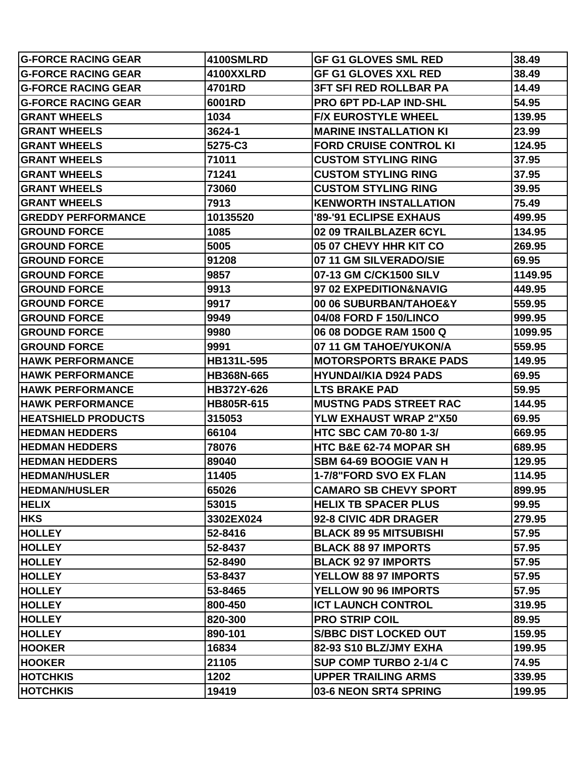| G-FORCE RACING GEAR | 4100SMLRD | GF G1 GLOVES SML RED | 38.49 |
|---|---|---|---|
| G-FORCE RACING GEAR | 4100XXLRD | GF G1 GLOVES XXL RED | 38.49 |
| G-FORCE RACING GEAR | 4701RD | 3FT SFI RED ROLLBAR PA | 14.49 |
| G-FORCE RACING GEAR | 6001RD | PRO 6PT PD-LAP IND-SHL | 54.95 |
| GRANT WHEELS | 1034 | F/X EUROSTYLE WHEEL | 139.95 |
| GRANT WHEELS | 3624-1 | MARINE INSTALLATION KI | 23.99 |
| GRANT WHEELS | 5275-C3 | FORD CRUISE CONTROL KI | 124.95 |
| GRANT WHEELS | 71011 | CUSTOM STYLING RING | 37.95 |
| GRANT WHEELS | 71241 | CUSTOM STYLING RING | 37.95 |
| GRANT WHEELS | 73060 | CUSTOM STYLING RING | 39.95 |
| GRANT WHEELS | 7913 | KENWORTH INSTALLATION | 75.49 |
| GREDDY PERFORMANCE | 10135520 | '89-'91 ECLIPSE EXHAUS | 499.95 |
| GROUND FORCE | 1085 | 02 09 TRAILBLAZER 6CYL | 134.95 |
| GROUND FORCE | 5005 | 05 07 CHEVY HHR KIT CO | 269.95 |
| GROUND FORCE | 91208 | 07 11 GM SILVERADO/SIE | 69.95 |
| GROUND FORCE | 9857 | 07-13 GM C/CK1500 SILV | 1149.95 |
| GROUND FORCE | 9913 | 97 02 EXPEDITION&NAVIG | 449.95 |
| GROUND FORCE | 9917 | 00 06 SUBURBAN/TAHOE&Y | 559.95 |
| GROUND FORCE | 9949 | 04/08 FORD F 150/LINCO | 999.95 |
| GROUND FORCE | 9980 | 06 08 DODGE RAM 1500 Q | 1099.95 |
| GROUND FORCE | 9991 | 07 11 GM TAHOE/YUKON/A | 559.95 |
| HAWK PERFORMANCE | HB131L-595 | MOTORSPORTS BRAKE PADS | 149.95 |
| HAWK PERFORMANCE | HB368N-665 | HYUNDAI/KIA D924 PADS | 69.95 |
| HAWK PERFORMANCE | HB372Y-626 | LTS BRAKE PAD | 59.95 |
| HAWK PERFORMANCE | HB805R-615 | MUSTNG PADS STREET RAC | 144.95 |
| HEATSHIELD PRODUCTS | 315053 | YLW EXHAUST WRAP 2"X50 | 69.95 |
| HEDMAN HEDDERS | 66104 | HTC SBC CAM 70-80 1-3/ | 669.95 |
| HEDMAN HEDDERS | 78076 | HTC B&E 62-74 MOPAR SH | 689.95 |
| HEDMAN HEDDERS | 89040 | SBM 64-69 BOOGIE VAN H | 129.95 |
| HEDMAN/HUSLER | 11405 | 1-7/8"FORD SVO EX FLAN | 114.95 |
| HEDMAN/HUSLER | 65026 | CAMARO SB CHEVY SPORT | 899.95 |
| HELIX | 53015 | HELIX TB SPACER PLUS | 99.95 |
| HKS | 3302EX024 | 92-8 CIVIC 4DR DRAGER | 279.95 |
| HOLLEY | 52-8416 | BLACK 89 95 MITSUBISHI | 57.95 |
| HOLLEY | 52-8437 | BLACK 88 97 IMPORTS | 57.95 |
| HOLLEY | 52-8490 | BLACK 92 97 IMPORTS | 57.95 |
| HOLLEY | 53-8437 | YELLOW 88 97 IMPORTS | 57.95 |
| HOLLEY | 53-8465 | YELLOW 90 96 IMPORTS | 57.95 |
| HOLLEY | 800-450 | ICT LAUNCH CONTROL | 319.95 |
| HOLLEY | 820-300 | PRO STRIP COIL | 89.95 |
| HOLLEY | 890-101 | S/BBC DIST LOCKED OUT | 159.95 |
| HOOKER | 16834 | 82-93 S10 BLZ/JMY EXHA | 199.95 |
| HOOKER | 21105 | SUP COMP TURBO 2-1/4 C | 74.95 |
| HOTCHKIS | 1202 | UPPER TRAILING ARMS | 339.95 |
| HOTCHKIS | 19419 | 03-6 NEON SRT4 SPRING | 199.95 |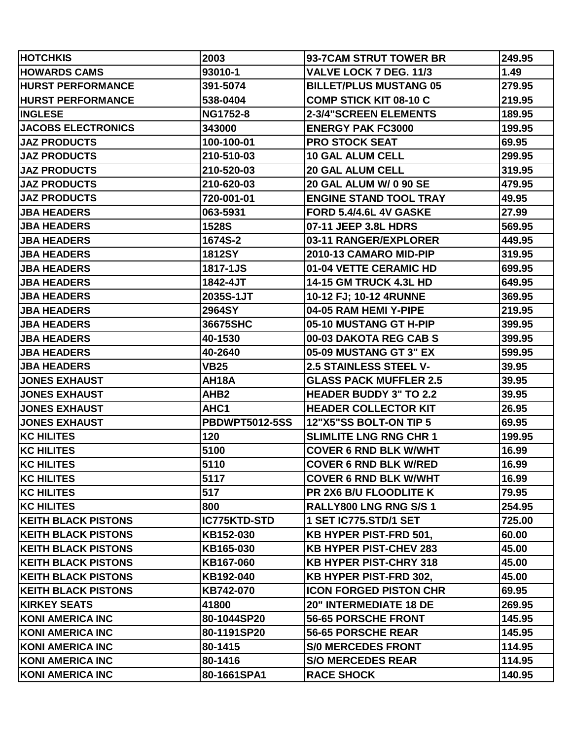| HOTCHKIS | 2003 | 93-7CAM STRUT TOWER BR | 249.95 |
|---|---|---|---|
| HOWARDS CAMS | 93010-1 | VALVE LOCK 7 DEG. 11/3 | 1.49 |
| HURST PERFORMANCE | 391-5074 | BILLET/PLUS MUSTANG 05 | 279.95 |
| HURST PERFORMANCE | 538-0404 | COMP STICK KIT 08-10 C | 219.95 |
| INGLESE | NG1752-8 | 2-3/4"SCREEN ELEMENTS | 189.95 |
| JACOBS ELECTRONICS | 343000 | ENERGY PAK FC3000 | 199.95 |
| JAZ PRODUCTS | 100-100-01 | PRO STOCK SEAT | 69.95 |
| JAZ PRODUCTS | 210-510-03 | 10 GAL ALUM CELL | 299.95 |
| JAZ PRODUCTS | 210-520-03 | 20 GAL ALUM CELL | 319.95 |
| JAZ PRODUCTS | 210-620-03 | 20 GAL ALUM W/ 0 90 SE | 479.95 |
| JAZ PRODUCTS | 720-001-01 | ENGINE STAND TOOL TRAY | 49.95 |
| JBA HEADERS | 063-5931 | FORD 5.4/4.6L 4V GASKE | 27.99 |
| JBA HEADERS | 1528S | 07-11 JEEP 3.8L HDRS | 569.95 |
| JBA HEADERS | 1674S-2 | 03-11 RANGER/EXPLORER | 449.95 |
| JBA HEADERS | 1812SY | 2010-13 CAMARO MID-PIP | 319.95 |
| JBA HEADERS | 1817-1JS | 01-04 VETTE CERAMIC HD | 699.95 |
| JBA HEADERS | 1842-4JT | 14-15 GM TRUCK 4.3L HD | 649.95 |
| JBA HEADERS | 2035S-1JT | 10-12 FJ; 10-12 4RUNNE | 369.95 |
| JBA HEADERS | 2964SY | 04-05 RAM HEMI Y-PIPE | 219.95 |
| JBA HEADERS | 36675SHC | 05-10 MUSTANG GT H-PIP | 399.95 |
| JBA HEADERS | 40-1530 | 00-03 DAKOTA REG CAB S | 399.95 |
| JBA HEADERS | 40-2640 | 05-09 MUSTANG GT 3" EX | 599.95 |
| JBA HEADERS | VB25 | 2.5 STAINLESS STEEL V- | 39.95 |
| JONES EXHAUST | AH18A | GLASS PACK MUFFLER 2.5 | 39.95 |
| JONES EXHAUST | AHB2 | HEADER BUDDY 3" TO 2.2 | 39.95 |
| JONES EXHAUST | AHC1 | HEADER COLLECTOR KIT | 26.95 |
| JONES EXHAUST | PBDWPT5012-5SS | 12"X5"SS BOLT-ON TIP 5 | 69.95 |
| KC HILITES | 120 | SLIMLITE LNG RNG CHR 1 | 199.95 |
| KC HILITES | 5100 | COVER 6 RND BLK W/WHT | 16.99 |
| KC HILITES | 5110 | COVER 6 RND BLK W/RED | 16.99 |
| KC HILITES | 5117 | COVER 6 RND BLK W/WHT | 16.99 |
| KC HILITES | 517 | PR 2X6 B/U FLOODLITE K | 79.95 |
| KC HILITES | 800 | RALLY800 LNG RNG S/S 1 | 254.95 |
| KEITH BLACK PISTONS | IC775KTD-STD | 1 SET IC775.STD/1 SET | 725.00 |
| KEITH BLACK PISTONS | KB152-030 | KB HYPER PIST-FRD 501, | 60.00 |
| KEITH BLACK PISTONS | KB165-030 | KB HYPER PIST-CHEV 283 | 45.00 |
| KEITH BLACK PISTONS | KB167-060 | KB HYPER PIST-CHRY 318 | 45.00 |
| KEITH BLACK PISTONS | KB192-040 | KB HYPER PIST-FRD 302, | 45.00 |
| KEITH BLACK PISTONS | KB742-070 | ICON FORGED PISTON CHR | 69.95 |
| KIRKEY SEATS | 41800 | 20" INTERMEDIATE 18 DE | 269.95 |
| KONI AMERICA INC | 80-1044SP20 | 56-65 PORSCHE FRONT | 145.95 |
| KONI AMERICA INC | 80-1191SP20 | 56-65 PORSCHE REAR | 145.95 |
| KONI AMERICA INC | 80-1415 | S/0 MERCEDES FRONT | 114.95 |
| KONI AMERICA INC | 80-1416 | S/O MERCEDES REAR | 114.95 |
| KONI AMERICA INC | 80-1661SPA1 | RACE SHOCK | 140.95 |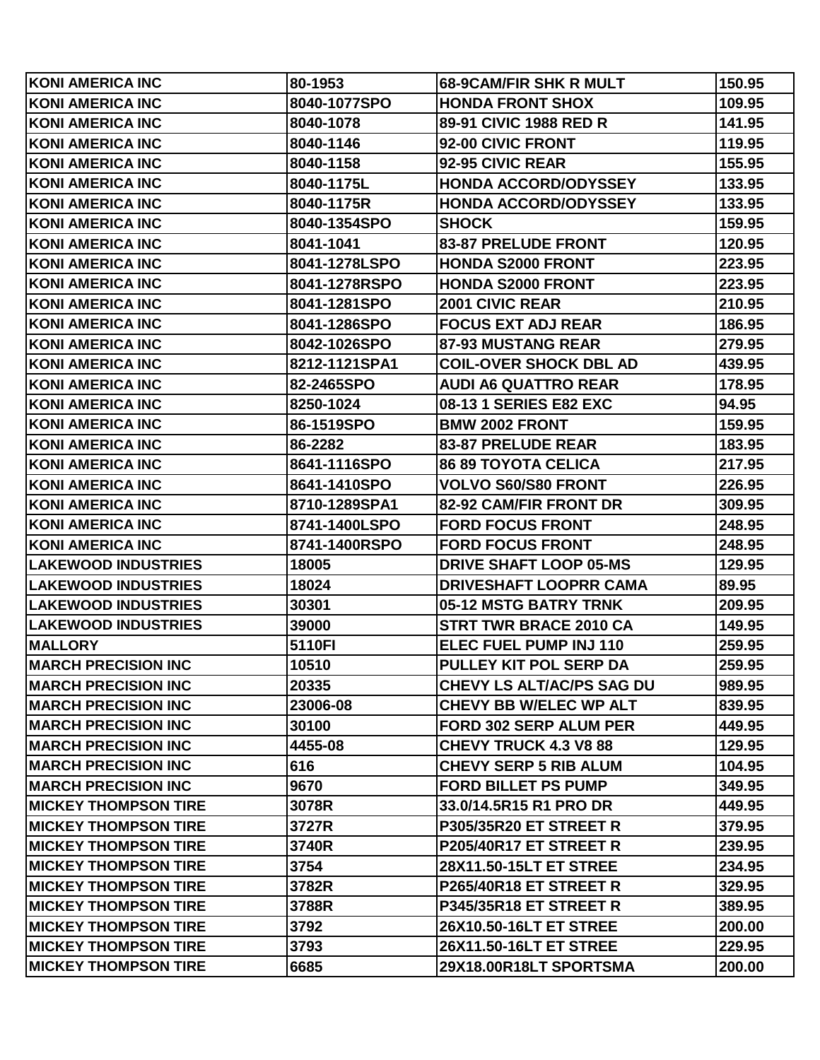| KONI AMERICA INC | 80-1953 | 68-9CAM/FIR SHK R MULT | 150.95 |
|---|---|---|---|
| KONI AMERICA INC | 8040-1077SPO | HONDA FRONT SHOX | 109.95 |
| KONI AMERICA INC | 8040-1078 | 89-91 CIVIC 1988 RED R | 141.95 |
| KONI AMERICA INC | 8040-1146 | 92-00 CIVIC FRONT | 119.95 |
| KONI AMERICA INC | 8040-1158 | 92-95 CIVIC REAR | 155.95 |
| KONI AMERICA INC | 8040-1175L | HONDA ACCORD/ODYSSEY | 133.95 |
| KONI AMERICA INC | 8040-1175R | HONDA ACCORD/ODYSSEY | 133.95 |
| KONI AMERICA INC | 8040-1354SPO | SHOCK | 159.95 |
| KONI AMERICA INC | 8041-1041 | 83-87 PRELUDE FRONT | 120.95 |
| KONI AMERICA INC | 8041-1278LSPO | HONDA S2000 FRONT | 223.95 |
| KONI AMERICA INC | 8041-1278RSPO | HONDA S2000 FRONT | 223.95 |
| KONI AMERICA INC | 8041-1281SPO | 2001 CIVIC REAR | 210.95 |
| KONI AMERICA INC | 8041-1286SPO | FOCUS EXT ADJ REAR | 186.95 |
| KONI AMERICA INC | 8042-1026SPO | 87-93 MUSTANG REAR | 279.95 |
| KONI AMERICA INC | 8212-1121SPA1 | COIL-OVER SHOCK DBL AD | 439.95 |
| KONI AMERICA INC | 82-2465SPO | AUDI A6 QUATTRO REAR | 178.95 |
| KONI AMERICA INC | 8250-1024 | 08-13 1 SERIES E82 EXC | 94.95 |
| KONI AMERICA INC | 86-1519SPO | BMW 2002 FRONT | 159.95 |
| KONI AMERICA INC | 86-2282 | 83-87 PRELUDE REAR | 183.95 |
| KONI AMERICA INC | 8641-1116SPO | 86 89 TOYOTA CELICA | 217.95 |
| KONI AMERICA INC | 8641-1410SPO | VOLVO S60/S80 FRONT | 226.95 |
| KONI AMERICA INC | 8710-1289SPA1 | 82-92 CAM/FIR FRONT DR | 309.95 |
| KONI AMERICA INC | 8741-1400LSPO | FORD FOCUS FRONT | 248.95 |
| KONI AMERICA INC | 8741-1400RSPO | FORD FOCUS FRONT | 248.95 |
| LAKEWOOD INDUSTRIES | 18005 | DRIVE SHAFT LOOP 05-MS | 129.95 |
| LAKEWOOD INDUSTRIES | 18024 | DRIVESHAFT LOOPRR CAMA | 89.95 |
| LAKEWOOD INDUSTRIES | 30301 | 05-12 MSTG BATRY TRNK | 209.95 |
| LAKEWOOD INDUSTRIES | 39000 | STRT TWR BRACE 2010 CA | 149.95 |
| MALLORY | 5110FI | ELEC FUEL PUMP INJ 110 | 259.95 |
| MARCH PRECISION INC | 10510 | PULLEY KIT POL SERP DA | 259.95 |
| MARCH PRECISION INC | 20335 | CHEVY LS ALT/AC/PS SAG DU | 989.95 |
| MARCH PRECISION INC | 23006-08 | CHEVY BB W/ELEC WP ALT | 839.95 |
| MARCH PRECISION INC | 30100 | FORD 302 SERP ALUM PER | 449.95 |
| MARCH PRECISION INC | 4455-08 | CHEVY TRUCK 4.3 V8 88 | 129.95 |
| MARCH PRECISION INC | 616 | CHEVY SERP 5 RIB ALUM | 104.95 |
| MARCH PRECISION INC | 9670 | FORD BILLET PS PUMP | 349.95 |
| MICKEY THOMPSON TIRE | 3078R | 33.0/14.5R15 R1 PRO DR | 449.95 |
| MICKEY THOMPSON TIRE | 3727R | P305/35R20 ET STREET R | 379.95 |
| MICKEY THOMPSON TIRE | 3740R | P205/40R17 ET STREET R | 239.95 |
| MICKEY THOMPSON TIRE | 3754 | 28X11.50-15LT ET STREE | 234.95 |
| MICKEY THOMPSON TIRE | 3782R | P265/40R18 ET STREET R | 329.95 |
| MICKEY THOMPSON TIRE | 3788R | P345/35R18 ET STREET R | 389.95 |
| MICKEY THOMPSON TIRE | 3792 | 26X10.50-16LT ET STREE | 200.00 |
| MICKEY THOMPSON TIRE | 3793 | 26X11.50-16LT ET STREE | 229.95 |
| MICKEY THOMPSON TIRE | 6685 | 29X18.00R18LT SPORTSMA | 200.00 |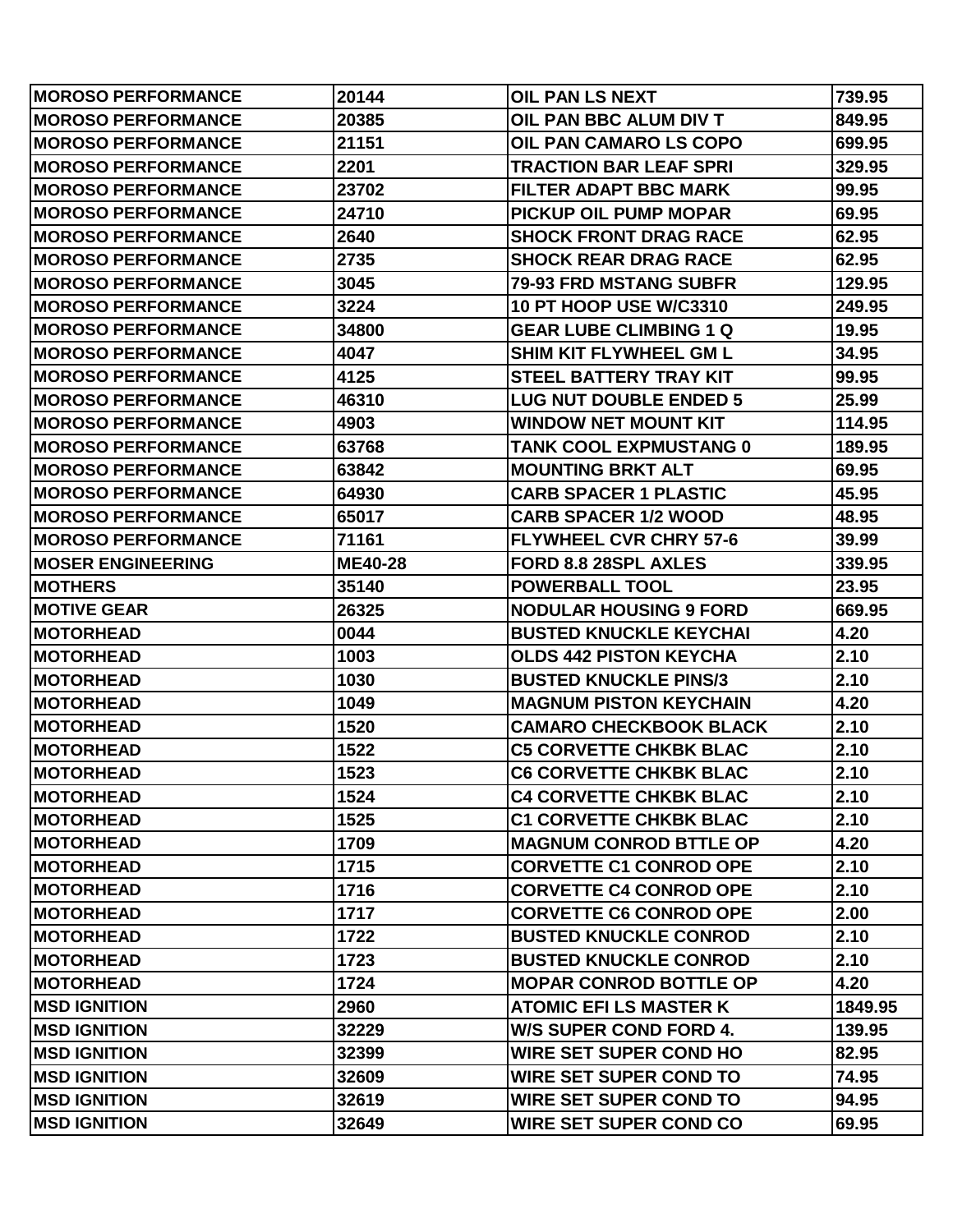| MOROSO PERFORMANCE | 20144 | OIL PAN LS NEXT | 739.95 |
|---|---|---|---|
| MOROSO PERFORMANCE | 20385 | OIL PAN BBC ALUM DIV T | 849.95 |
| MOROSO PERFORMANCE | 21151 | OIL PAN CAMARO LS COPO | 699.95 |
| MOROSO PERFORMANCE | 2201 | TRACTION BAR LEAF SPRI | 329.95 |
| MOROSO PERFORMANCE | 23702 | FILTER ADAPT BBC MARK | 99.95 |
| MOROSO PERFORMANCE | 24710 | PICKUP OIL PUMP MOPAR | 69.95 |
| MOROSO PERFORMANCE | 2640 | SHOCK FRONT DRAG RACE | 62.95 |
| MOROSO PERFORMANCE | 2735 | SHOCK REAR DRAG RACE | 62.95 |
| MOROSO PERFORMANCE | 3045 | 79-93 FRD MSTANG SUBFR | 129.95 |
| MOROSO PERFORMANCE | 3224 | 10 PT HOOP USE W/C3310 | 249.95 |
| MOROSO PERFORMANCE | 34800 | GEAR LUBE CLIMBING 1 Q | 19.95 |
| MOROSO PERFORMANCE | 4047 | SHIM KIT FLYWHEEL GM L | 34.95 |
| MOROSO PERFORMANCE | 4125 | STEEL BATTERY TRAY KIT | 99.95 |
| MOROSO PERFORMANCE | 46310 | LUG NUT DOUBLE ENDED 5 | 25.99 |
| MOROSO PERFORMANCE | 4903 | WINDOW NET MOUNT KIT | 114.95 |
| MOROSO PERFORMANCE | 63768 | TANK COOL EXPMUSTANG 0 | 189.95 |
| MOROSO PERFORMANCE | 63842 | MOUNTING BRKT ALT | 69.95 |
| MOROSO PERFORMANCE | 64930 | CARB SPACER 1 PLASTIC | 45.95 |
| MOROSO PERFORMANCE | 65017 | CARB SPACER 1/2 WOOD | 48.95 |
| MOROSO PERFORMANCE | 71161 | FLYWHEEL CVR CHRY 57-6 | 39.99 |
| MOSER ENGINEERING | ME40-28 | FORD 8.8 28SPL AXLES | 339.95 |
| MOTHERS | 35140 | POWERBALL TOOL | 23.95 |
| MOTIVE GEAR | 26325 | NODULAR HOUSING 9 FORD | 669.95 |
| MOTORHEAD | 0044 | BUSTED KNUCKLE KEYCHAI | 4.20 |
| MOTORHEAD | 1003 | OLDS 442 PISTON KEYCHA | 2.10 |
| MOTORHEAD | 1030 | BUSTED KNUCKLE PINS/3 | 2.10 |
| MOTORHEAD | 1049 | MAGNUM PISTON KEYCHAIN | 4.20 |
| MOTORHEAD | 1520 | CAMARO CHECKBOOK BLACK | 2.10 |
| MOTORHEAD | 1522 | C5 CORVETTE CHKBK BLAC | 2.10 |
| MOTORHEAD | 1523 | C6 CORVETTE CHKBK BLAC | 2.10 |
| MOTORHEAD | 1524 | C4 CORVETTE CHKBK BLAC | 2.10 |
| MOTORHEAD | 1525 | C1 CORVETTE CHKBK BLAC | 2.10 |
| MOTORHEAD | 1709 | MAGNUM CONROD BTTLE OP | 4.20 |
| MOTORHEAD | 1715 | CORVETTE C1 CONROD OPE | 2.10 |
| MOTORHEAD | 1716 | CORVETTE C4 CONROD OPE | 2.10 |
| MOTORHEAD | 1717 | CORVETTE C6 CONROD OPE | 2.00 |
| MOTORHEAD | 1722 | BUSTED KNUCKLE CONROD | 2.10 |
| MOTORHEAD | 1723 | BUSTED KNUCKLE CONROD | 2.10 |
| MOTORHEAD | 1724 | MOPAR CONROD BOTTLE OP | 4.20 |
| MSD IGNITION | 2960 | ATOMIC EFI LS MASTER K | 1849.95 |
| MSD IGNITION | 32229 | W/S SUPER COND FORD 4. | 139.95 |
| MSD IGNITION | 32399 | WIRE SET SUPER COND HO | 82.95 |
| MSD IGNITION | 32609 | WIRE SET SUPER COND TO | 74.95 |
| MSD IGNITION | 32619 | WIRE SET SUPER COND TO | 94.95 |
| MSD IGNITION | 32649 | WIRE SET SUPER COND CO | 69.95 |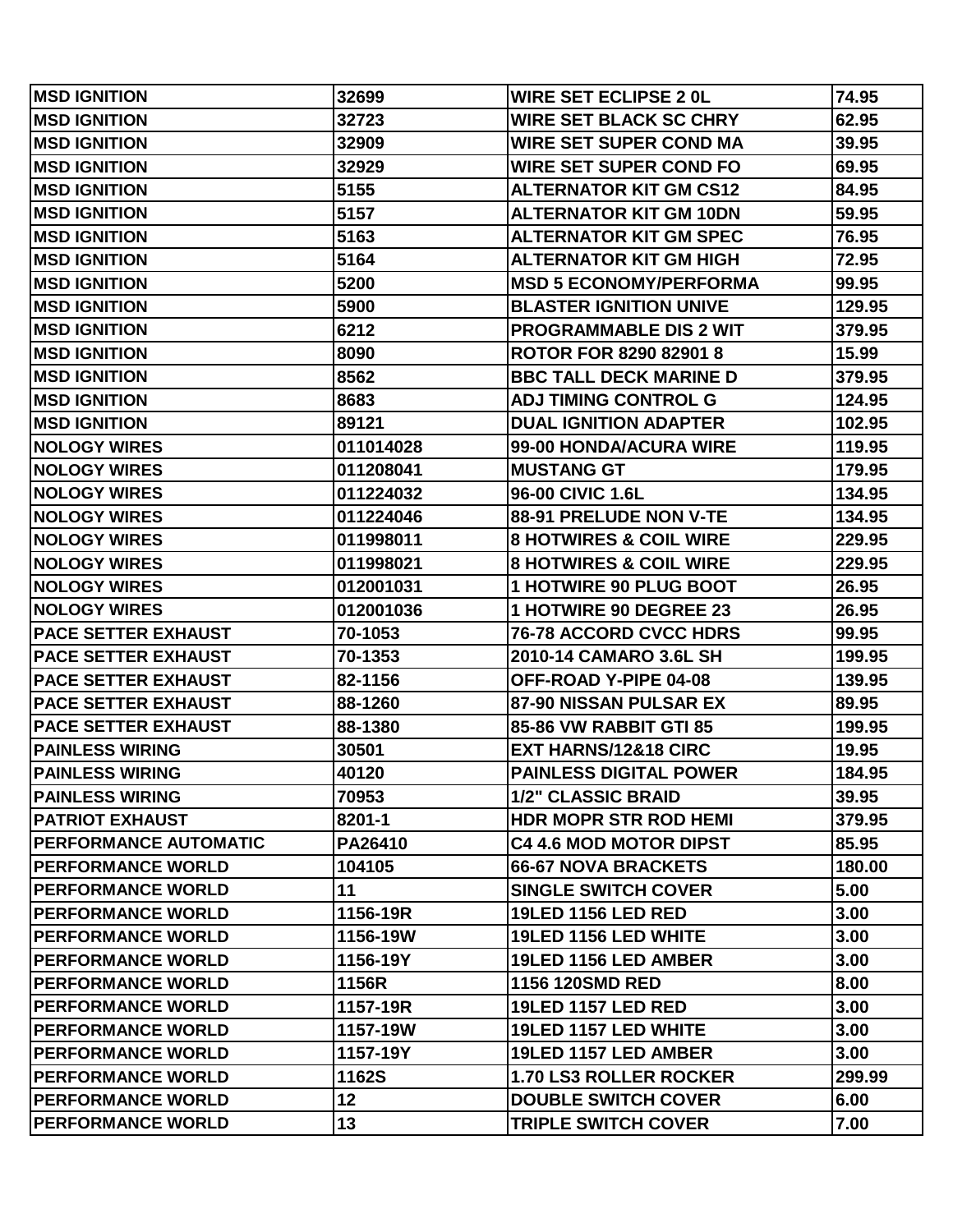| MSD IGNITION | 32699 | WIRE SET ECLIPSE 2 0L | 74.95 |
|---|---|---|---|
| MSD IGNITION | 32723 | WIRE SET BLACK SC CHRY | 62.95 |
| MSD IGNITION | 32909 | WIRE SET SUPER COND MA | 39.95 |
| MSD IGNITION | 32929 | WIRE SET SUPER COND FO | 69.95 |
| MSD IGNITION | 5155 | ALTERNATOR KIT GM CS12 | 84.95 |
| MSD IGNITION | 5157 | ALTERNATOR KIT GM 10DN | 59.95 |
| MSD IGNITION | 5163 | ALTERNATOR KIT GM SPEC | 76.95 |
| MSD IGNITION | 5164 | ALTERNATOR KIT GM HIGH | 72.95 |
| MSD IGNITION | 5200 | MSD 5 ECONOMY/PERFORMA | 99.95 |
| MSD IGNITION | 5900 | BLASTER IGNITION UNIVE | 129.95 |
| MSD IGNITION | 6212 | PROGRAMMABLE DIS 2 WIT | 379.95 |
| MSD IGNITION | 8090 | ROTOR FOR 8290 82901 8 | 15.99 |
| MSD IGNITION | 8562 | BBC TALL DECK MARINE D | 379.95 |
| MSD IGNITION | 8683 | ADJ TIMING CONTROL G | 124.95 |
| MSD IGNITION | 89121 | DUAL IGNITION ADAPTER | 102.95 |
| NOLOGY WIRES | 011014028 | 99-00 HONDA/ACURA WIRE | 119.95 |
| NOLOGY WIRES | 011208041 | MUSTANG GT | 179.95 |
| NOLOGY WIRES | 011224032 | 96-00 CIVIC 1.6L | 134.95 |
| NOLOGY WIRES | 011224046 | 88-91 PRELUDE NON V-TE | 134.95 |
| NOLOGY WIRES | 011998011 | 8 HOTWIRES & COIL WIRE | 229.95 |
| NOLOGY WIRES | 011998021 | 8 HOTWIRES & COIL WIRE | 229.95 |
| NOLOGY WIRES | 012001031 | 1 HOTWIRE 90 PLUG BOOT | 26.95 |
| NOLOGY WIRES | 012001036 | 1 HOTWIRE 90 DEGREE 23 | 26.95 |
| PACE SETTER EXHAUST | 70-1053 | 76-78 ACCORD CVCC HDRS | 99.95 |
| PACE SETTER EXHAUST | 70-1353 | 2010-14 CAMARO 3.6L SH | 199.95 |
| PACE SETTER EXHAUST | 82-1156 | OFF-ROAD Y-PIPE 04-08 | 139.95 |
| PACE SETTER EXHAUST | 88-1260 | 87-90 NISSAN PULSAR EX | 89.95 |
| PACE SETTER EXHAUST | 88-1380 | 85-86 VW RABBIT GTI 85 | 199.95 |
| PAINLESS WIRING | 30501 | EXT HARNS/12&18 CIRC | 19.95 |
| PAINLESS WIRING | 40120 | PAINLESS DIGITAL POWER | 184.95 |
| PAINLESS WIRING | 70953 | 1/2" CLASSIC BRAID | 39.95 |
| PATRIOT EXHAUST | 8201-1 | HDR MOPR STR ROD HEMI | 379.95 |
| PERFORMANCE AUTOMATIC | PA26410 | C4 4.6 MOD MOTOR DIPST | 85.95 |
| PERFORMANCE WORLD | 104105 | 66-67 NOVA BRACKETS | 180.00 |
| PERFORMANCE WORLD | 11 | SINGLE SWITCH COVER | 5.00 |
| PERFORMANCE WORLD | 1156-19R | 19LED 1156 LED RED | 3.00 |
| PERFORMANCE WORLD | 1156-19W | 19LED 1156 LED WHITE | 3.00 |
| PERFORMANCE WORLD | 1156-19Y | 19LED 1156 LED AMBER | 3.00 |
| PERFORMANCE WORLD | 1156R | 1156 120SMD RED | 8.00 |
| PERFORMANCE WORLD | 1157-19R | 19LED 1157 LED RED | 3.00 |
| PERFORMANCE WORLD | 1157-19W | 19LED 1157 LED WHITE | 3.00 |
| PERFORMANCE WORLD | 1157-19Y | 19LED 1157 LED AMBER | 3.00 |
| PERFORMANCE WORLD | 1162S | 1.70 LS3 ROLLER ROCKER | 299.99 |
| PERFORMANCE WORLD | 12 | DOUBLE SWITCH COVER | 6.00 |
| PERFORMANCE WORLD | 13 | TRIPLE SWITCH COVER | 7.00 |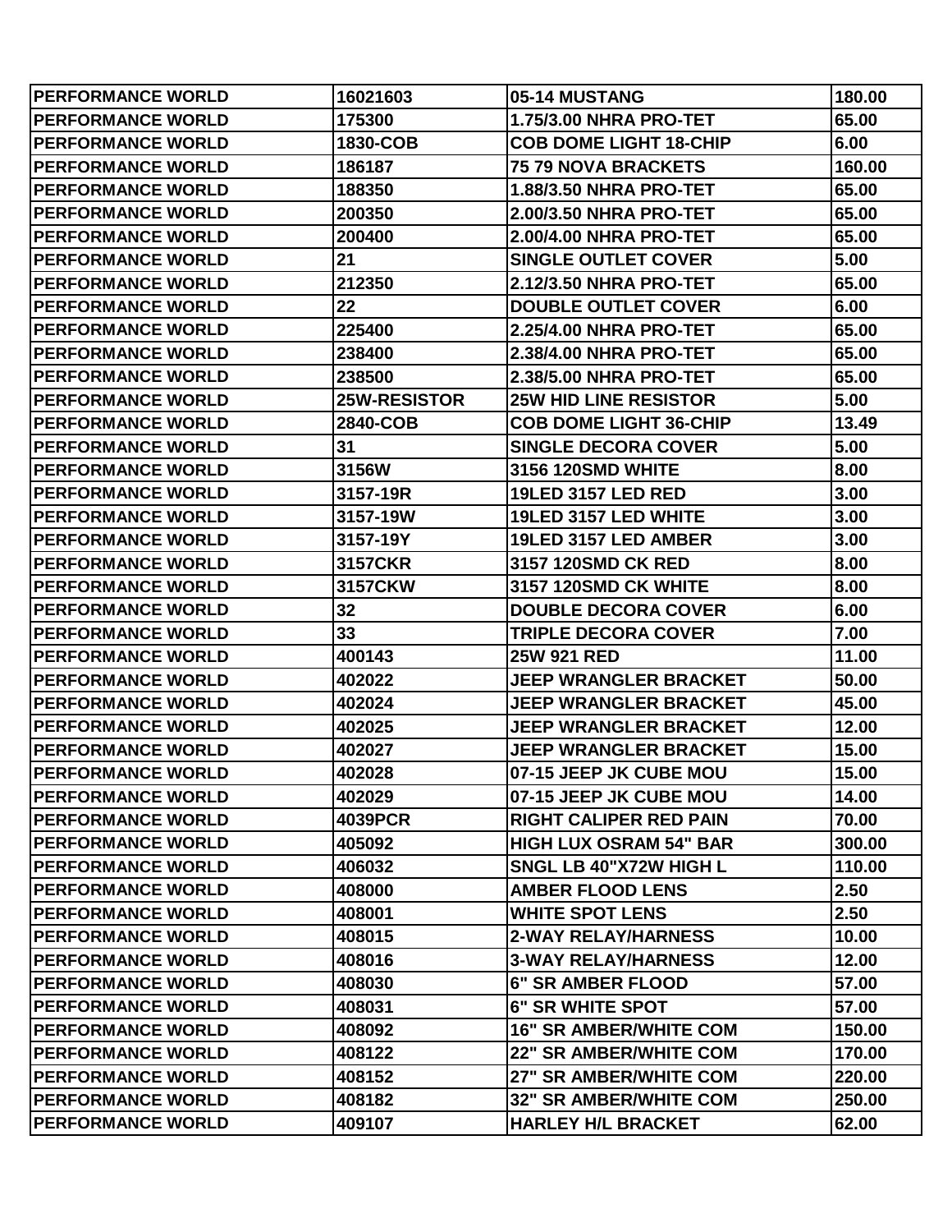| PERFORMANCE WORLD | 16021603 | 05-14 MUSTANG | 180.00 |
|---|---|---|---|
| PERFORMANCE WORLD | 175300 | 1.75/3.00 NHRA PRO-TET | 65.00 |
| PERFORMANCE WORLD | 1830-COB | COB DOME LIGHT 18-CHIP | 6.00 |
| PERFORMANCE WORLD | 186187 | 75 79 NOVA BRACKETS | 160.00 |
| PERFORMANCE WORLD | 188350 | 1.88/3.50 NHRA PRO-TET | 65.00 |
| PERFORMANCE WORLD | 200350 | 2.00/3.50 NHRA PRO-TET | 65.00 |
| PERFORMANCE WORLD | 200400 | 2.00/4.00 NHRA PRO-TET | 65.00 |
| PERFORMANCE WORLD | 21 | SINGLE OUTLET COVER | 5.00 |
| PERFORMANCE WORLD | 212350 | 2.12/3.50 NHRA PRO-TET | 65.00 |
| PERFORMANCE WORLD | 22 | DOUBLE OUTLET COVER | 6.00 |
| PERFORMANCE WORLD | 225400 | 2.25/4.00 NHRA PRO-TET | 65.00 |
| PERFORMANCE WORLD | 238400 | 2.38/4.00 NHRA PRO-TET | 65.00 |
| PERFORMANCE WORLD | 238500 | 2.38/5.00 NHRA PRO-TET | 65.00 |
| PERFORMANCE WORLD | 25W-RESISTOR | 25W HID LINE RESISTOR | 5.00 |
| PERFORMANCE WORLD | 2840-COB | COB DOME LIGHT 36-CHIP | 13.49 |
| PERFORMANCE WORLD | 31 | SINGLE DECORA COVER | 5.00 |
| PERFORMANCE WORLD | 3156W | 3156 120SMD WHITE | 8.00 |
| PERFORMANCE WORLD | 3157-19R | 19LED 3157 LED RED | 3.00 |
| PERFORMANCE WORLD | 3157-19W | 19LED 3157 LED WHITE | 3.00 |
| PERFORMANCE WORLD | 3157-19Y | 19LED 3157 LED AMBER | 3.00 |
| PERFORMANCE WORLD | 3157CKR | 3157 120SMD CK RED | 8.00 |
| PERFORMANCE WORLD | 3157CKW | 3157 120SMD CK WHITE | 8.00 |
| PERFORMANCE WORLD | 32 | DOUBLE DECORA COVER | 6.00 |
| PERFORMANCE WORLD | 33 | TRIPLE DECORA COVER | 7.00 |
| PERFORMANCE WORLD | 400143 | 25W 921 RED | 11.00 |
| PERFORMANCE WORLD | 402022 | JEEP WRANGLER BRACKET | 50.00 |
| PERFORMANCE WORLD | 402024 | JEEP WRANGLER BRACKET | 45.00 |
| PERFORMANCE WORLD | 402025 | JEEP WRANGLER BRACKET | 12.00 |
| PERFORMANCE WORLD | 402027 | JEEP WRANGLER BRACKET | 15.00 |
| PERFORMANCE WORLD | 402028 | 07-15 JEEP JK CUBE MOU | 15.00 |
| PERFORMANCE WORLD | 402029 | 07-15 JEEP JK CUBE MOU | 14.00 |
| PERFORMANCE WORLD | 4039PCR | RIGHT CALIPER RED PAIN | 70.00 |
| PERFORMANCE WORLD | 405092 | HIGH LUX OSRAM 54" BAR | 300.00 |
| PERFORMANCE WORLD | 406032 | SNGL LB 40"X72W HIGH L | 110.00 |
| PERFORMANCE WORLD | 408000 | AMBER FLOOD LENS | 2.50 |
| PERFORMANCE WORLD | 408001 | WHITE SPOT LENS | 2.50 |
| PERFORMANCE WORLD | 408015 | 2-WAY RELAY/HARNESS | 10.00 |
| PERFORMANCE WORLD | 408016 | 3-WAY RELAY/HARNESS | 12.00 |
| PERFORMANCE WORLD | 408030 | 6" SR AMBER FLOOD | 57.00 |
| PERFORMANCE WORLD | 408031 | 6" SR WHITE SPOT | 57.00 |
| PERFORMANCE WORLD | 408092 | 16" SR AMBER/WHITE COM | 150.00 |
| PERFORMANCE WORLD | 408122 | 22" SR AMBER/WHITE COM | 170.00 |
| PERFORMANCE WORLD | 408152 | 27" SR AMBER/WHITE COM | 220.00 |
| PERFORMANCE WORLD | 408182 | 32" SR AMBER/WHITE COM | 250.00 |
| PERFORMANCE WORLD | 409107 | HARLEY H/L BRACKET | 62.00 |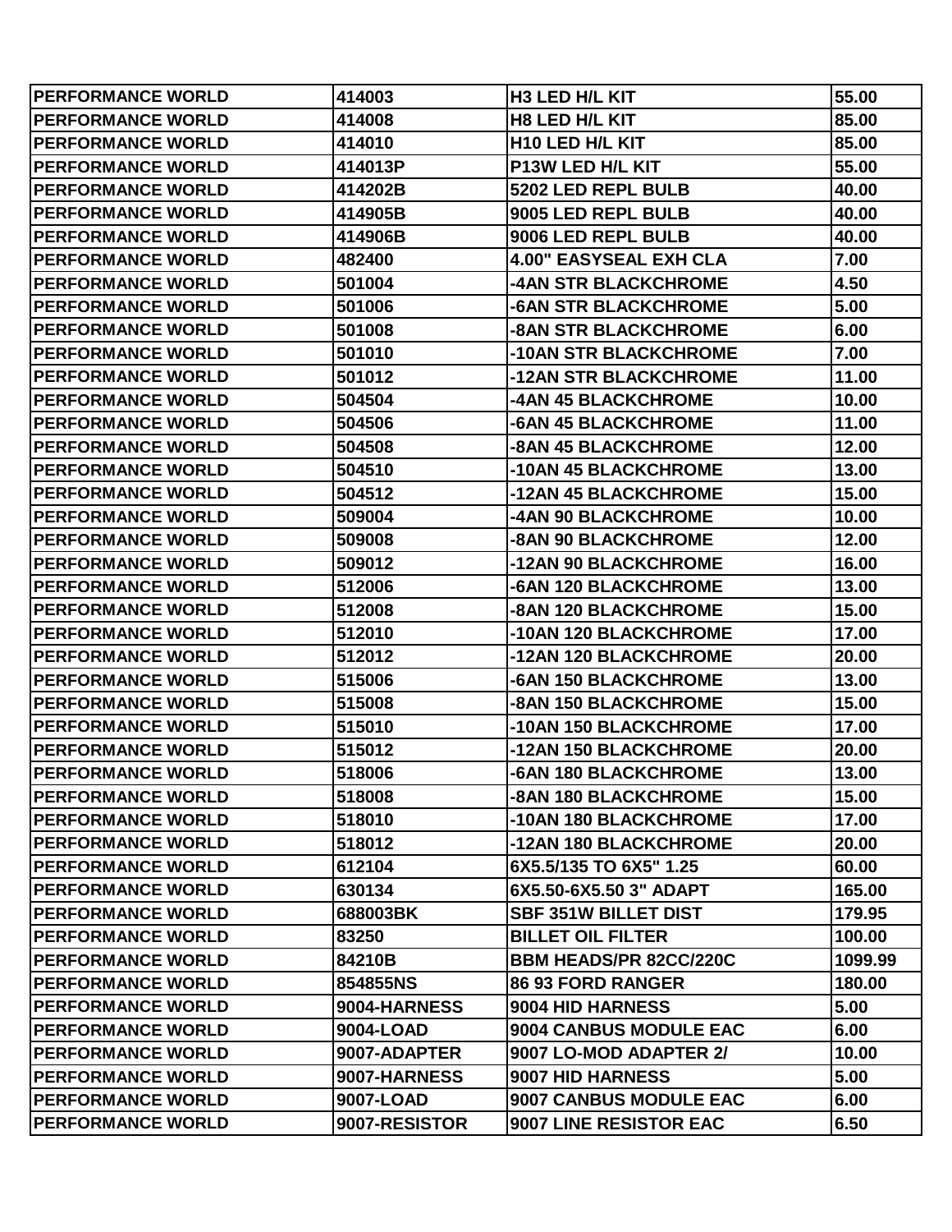| PERFORMANCE WORLD | 414003 | H3 LED H/L KIT | 55.00 |
|---|---|---|---|
| PERFORMANCE WORLD | 414008 | H8 LED H/L KIT | 85.00 |
| PERFORMANCE WORLD | 414010 | H10 LED H/L KIT | 85.00 |
| PERFORMANCE WORLD | 414013P | P13W LED H/L KIT | 55.00 |
| PERFORMANCE WORLD | 414202B | 5202 LED REPL BULB | 40.00 |
| PERFORMANCE WORLD | 414905B | 9005 LED REPL BULB | 40.00 |
| PERFORMANCE WORLD | 414906B | 9006 LED REPL BULB | 40.00 |
| PERFORMANCE WORLD | 482400 | 4.00" EASYSEAL EXH CLA | 7.00 |
| PERFORMANCE WORLD | 501004 | -4AN STR BLACKCHROME | 4.50 |
| PERFORMANCE WORLD | 501006 | -6AN STR BLACKCHROME | 5.00 |
| PERFORMANCE WORLD | 501008 | -8AN STR BLACKCHROME | 6.00 |
| PERFORMANCE WORLD | 501010 | -10AN STR BLACKCHROME | 7.00 |
| PERFORMANCE WORLD | 501012 | -12AN STR BLACKCHROME | 11.00 |
| PERFORMANCE WORLD | 504504 | -4AN 45 BLACKCHROME | 10.00 |
| PERFORMANCE WORLD | 504506 | -6AN 45 BLACKCHROME | 11.00 |
| PERFORMANCE WORLD | 504508 | -8AN 45 BLACKCHROME | 12.00 |
| PERFORMANCE WORLD | 504510 | -10AN 45 BLACKCHROME | 13.00 |
| PERFORMANCE WORLD | 504512 | -12AN 45 BLACKCHROME | 15.00 |
| PERFORMANCE WORLD | 509004 | -4AN 90 BLACKCHROME | 10.00 |
| PERFORMANCE WORLD | 509008 | -8AN 90 BLACKCHROME | 12.00 |
| PERFORMANCE WORLD | 509012 | -12AN 90 BLACKCHROME | 16.00 |
| PERFORMANCE WORLD | 512006 | -6AN 120 BLACKCHROME | 13.00 |
| PERFORMANCE WORLD | 512008 | -8AN 120 BLACKCHROME | 15.00 |
| PERFORMANCE WORLD | 512010 | -10AN 120 BLACKCHROME | 17.00 |
| PERFORMANCE WORLD | 512012 | -12AN 120 BLACKCHROME | 20.00 |
| PERFORMANCE WORLD | 515006 | -6AN 150 BLACKCHROME | 13.00 |
| PERFORMANCE WORLD | 515008 | -8AN 150 BLACKCHROME | 15.00 |
| PERFORMANCE WORLD | 515010 | -10AN 150 BLACKCHROME | 17.00 |
| PERFORMANCE WORLD | 515012 | -12AN 150 BLACKCHROME | 20.00 |
| PERFORMANCE WORLD | 518006 | -6AN 180 BLACKCHROME | 13.00 |
| PERFORMANCE WORLD | 518008 | -8AN 180 BLACKCHROME | 15.00 |
| PERFORMANCE WORLD | 518010 | -10AN 180 BLACKCHROME | 17.00 |
| PERFORMANCE WORLD | 518012 | -12AN 180 BLACKCHROME | 20.00 |
| PERFORMANCE WORLD | 612104 | 6X5.5/135 TO 6X5" 1.25 | 60.00 |
| PERFORMANCE WORLD | 630134 | 6X5.50-6X5.50 3" ADAPT | 165.00 |
| PERFORMANCE WORLD | 688003BK | SBF 351W BILLET DIST | 179.95 |
| PERFORMANCE WORLD | 83250 | BILLET OIL FILTER | 100.00 |
| PERFORMANCE WORLD | 84210B | BBM HEADS/PR 82CC/220C | 1099.99 |
| PERFORMANCE WORLD | 854855NS | 86 93 FORD RANGER | 180.00 |
| PERFORMANCE WORLD | 9004-HARNESS | 9004 HID HARNESS | 5.00 |
| PERFORMANCE WORLD | 9004-LOAD | 9004 CANBUS MODULE EAC | 6.00 |
| PERFORMANCE WORLD | 9007-ADAPTER | 9007 LO-MOD ADAPTER 2/ | 10.00 |
| PERFORMANCE WORLD | 9007-HARNESS | 9007 HID HARNESS | 5.00 |
| PERFORMANCE WORLD | 9007-LOAD | 9007 CANBUS MODULE EAC | 6.00 |
| PERFORMANCE WORLD | 9007-RESISTOR | 9007 LINE RESISTOR EAC | 6.50 |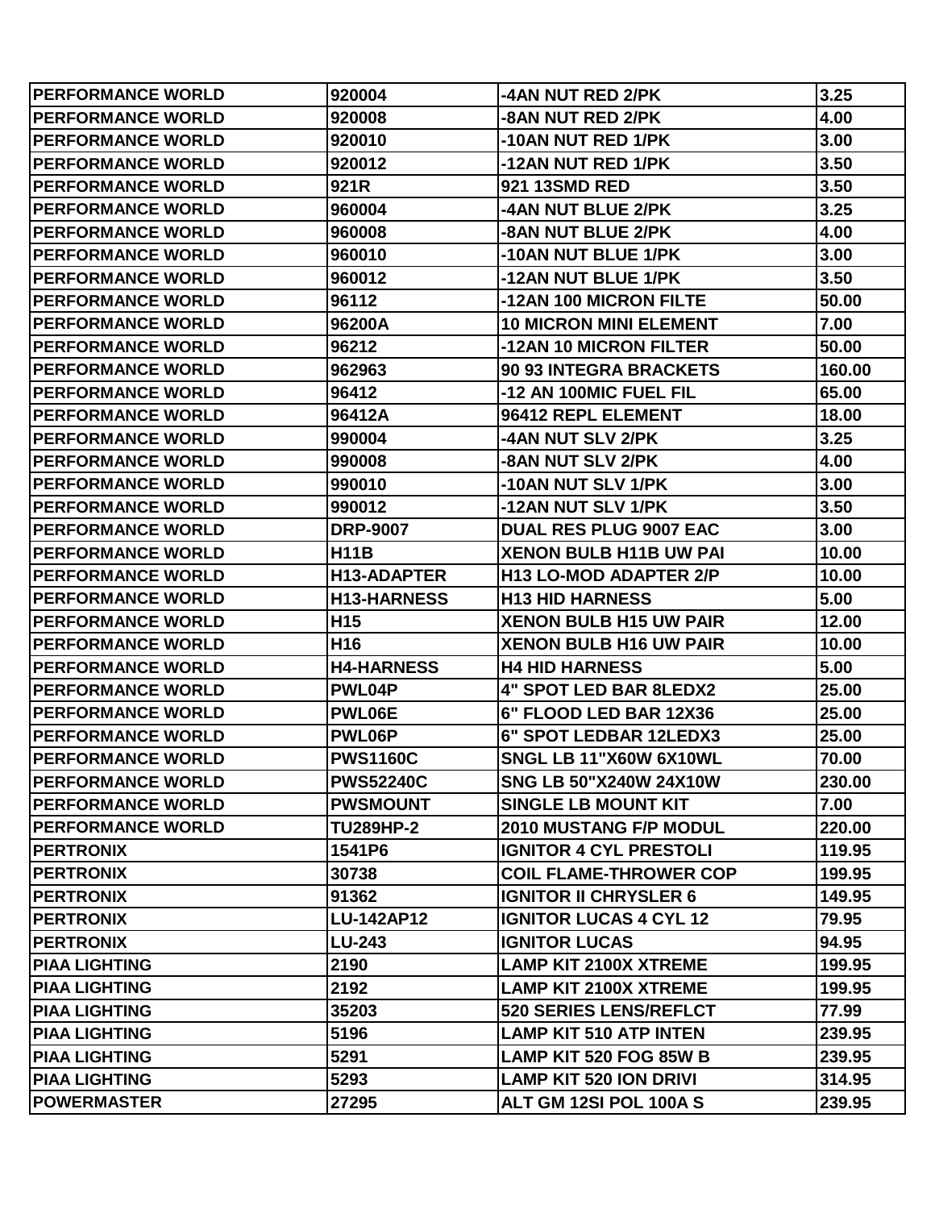| PERFORMANCE WORLD | 920004 | -4AN NUT RED 2/PK | 3.25 |
|---|---|---|---|
| PERFORMANCE WORLD | 920008 | -8AN NUT RED 2/PK | 4.00 |
| PERFORMANCE WORLD | 920010 | -10AN NUT RED 1/PK | 3.00 |
| PERFORMANCE WORLD | 920012 | -12AN NUT RED 1/PK | 3.50 |
| PERFORMANCE WORLD | 921R | 921 13SMD RED | 3.50 |
| PERFORMANCE WORLD | 960004 | -4AN NUT BLUE 2/PK | 3.25 |
| PERFORMANCE WORLD | 960008 | -8AN NUT BLUE 2/PK | 4.00 |
| PERFORMANCE WORLD | 960010 | -10AN NUT BLUE 1/PK | 3.00 |
| PERFORMANCE WORLD | 960012 | -12AN NUT BLUE 1/PK | 3.50 |
| PERFORMANCE WORLD | 96112 | -12AN 100 MICRON FILTE | 50.00 |
| PERFORMANCE WORLD | 96200A | 10 MICRON MINI ELEMENT | 7.00 |
| PERFORMANCE WORLD | 96212 | -12AN 10 MICRON FILTER | 50.00 |
| PERFORMANCE WORLD | 962963 | 90 93 INTEGRA BRACKETS | 160.00 |
| PERFORMANCE WORLD | 96412 | -12 AN 100MIC FUEL FIL | 65.00 |
| PERFORMANCE WORLD | 96412A | 96412 REPL ELEMENT | 18.00 |
| PERFORMANCE WORLD | 990004 | -4AN NUT SLV 2/PK | 3.25 |
| PERFORMANCE WORLD | 990008 | -8AN NUT SLV 2/PK | 4.00 |
| PERFORMANCE WORLD | 990010 | -10AN NUT SLV 1/PK | 3.00 |
| PERFORMANCE WORLD | 990012 | -12AN NUT SLV 1/PK | 3.50 |
| PERFORMANCE WORLD | DRP-9007 | DUAL RES PLUG 9007 EAC | 3.00 |
| PERFORMANCE WORLD | H11B | XENON BULB H11B UW PAI | 10.00 |
| PERFORMANCE WORLD | H13-ADAPTER | H13 LO-MOD ADAPTER 2/P | 10.00 |
| PERFORMANCE WORLD | H13-HARNESS | H13 HID HARNESS | 5.00 |
| PERFORMANCE WORLD | H15 | XENON BULB H15 UW PAIR | 12.00 |
| PERFORMANCE WORLD | H16 | XENON BULB H16 UW PAIR | 10.00 |
| PERFORMANCE WORLD | H4-HARNESS | H4 HID HARNESS | 5.00 |
| PERFORMANCE WORLD | PWL04P | 4" SPOT LED BAR 8LEDX2 | 25.00 |
| PERFORMANCE WORLD | PWL06E | 6" FLOOD LED BAR 12X36 | 25.00 |
| PERFORMANCE WORLD | PWL06P | 6" SPOT LEDBAR 12LEDX3 | 25.00 |
| PERFORMANCE WORLD | PWS1160C | SNGL LB 11"X60W 6X10WL | 70.00 |
| PERFORMANCE WORLD | PWS52240C | SNG LB 50"X240W 24X10W | 230.00 |
| PERFORMANCE WORLD | PWSMOUNT | SINGLE LB MOUNT KIT | 7.00 |
| PERFORMANCE WORLD | TU289HP-2 | 2010 MUSTANG F/P MODUL | 220.00 |
| PERTRONIX | 1541P6 | IGNITOR 4 CYL PRESTOLI | 119.95 |
| PERTRONIX | 30738 | COIL FLAME-THROWER COP | 199.95 |
| PERTRONIX | 91362 | IGNITOR II CHRYSLER 6 | 149.95 |
| PERTRONIX | LU-142AP12 | IGNITOR LUCAS 4 CYL 12 | 79.95 |
| PERTRONIX | LU-243 | IGNITOR LUCAS | 94.95 |
| PIAA LIGHTING | 2190 | LAMP KIT 2100X XTREME | 199.95 |
| PIAA LIGHTING | 2192 | LAMP KIT 2100X XTREME | 199.95 |
| PIAA LIGHTING | 35203 | 520 SERIES LENS/REFLCT | 77.99 |
| PIAA LIGHTING | 5196 | LAMP KIT 510 ATP INTEN | 239.95 |
| PIAA LIGHTING | 5291 | LAMP KIT 520 FOG 85W B | 239.95 |
| PIAA LIGHTING | 5293 | LAMP KIT 520 ION DRIVI | 314.95 |
| POWERMASTER | 27295 | ALT GM 12SI POL 100A S | 239.95 |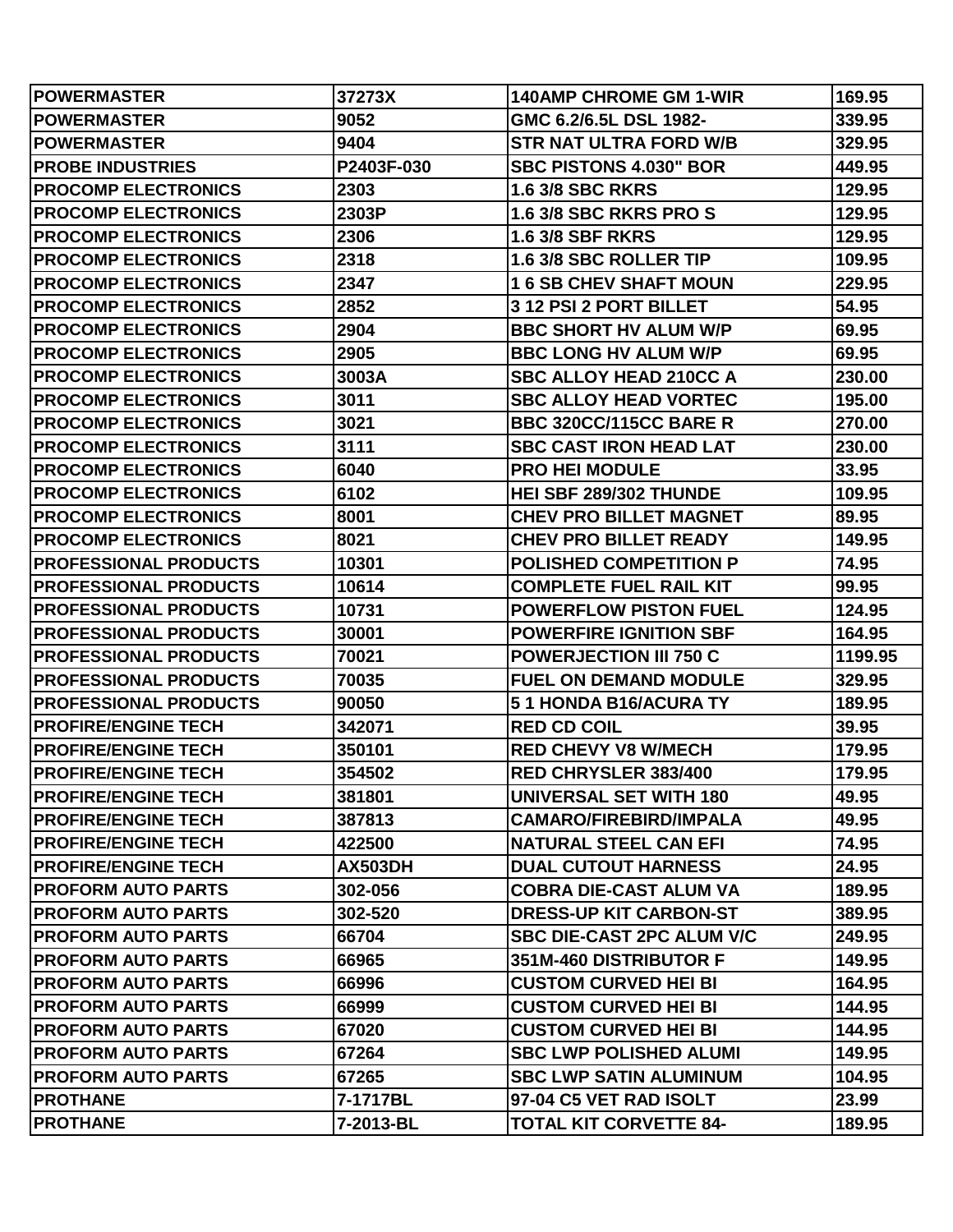| | | | |
|---|---|---|---|
| POWERMASTER | 37273X | 140AMP CHROME GM 1-WIR | 169.95 |
| POWERMASTER | 9052 | GMC 6.2/6.5L DSL 1982- | 339.95 |
| POWERMASTER | 9404 | STR NAT ULTRA FORD W/B | 329.95 |
| PROBE INDUSTRIES | P2403F-030 | SBC PISTONS 4.030" BOR | 449.95 |
| PROCOMP ELECTRONICS | 2303 | 1.6 3/8 SBC RKRS | 129.95 |
| PROCOMP ELECTRONICS | 2303P | 1.6 3/8 SBC RKRS PRO S | 129.95 |
| PROCOMP ELECTRONICS | 2306 | 1.6 3/8 SBF RKRS | 129.95 |
| PROCOMP ELECTRONICS | 2318 | 1.6 3/8 SBC ROLLER TIP | 109.95 |
| PROCOMP ELECTRONICS | 2347 | 1 6 SB CHEV SHAFT MOUN | 229.95 |
| PROCOMP ELECTRONICS | 2852 | 3 12 PSI 2 PORT BILLET | 54.95 |
| PROCOMP ELECTRONICS | 2904 | BBC SHORT HV ALUM W/P | 69.95 |
| PROCOMP ELECTRONICS | 2905 | BBC LONG HV ALUM W/P | 69.95 |
| PROCOMP ELECTRONICS | 3003A | SBC ALLOY HEAD 210CC A | 230.00 |
| PROCOMP ELECTRONICS | 3011 | SBC ALLOY HEAD VORTEC | 195.00 |
| PROCOMP ELECTRONICS | 3021 | BBC 320CC/115CC BARE R | 270.00 |
| PROCOMP ELECTRONICS | 3111 | SBC CAST IRON HEAD LAT | 230.00 |
| PROCOMP ELECTRONICS | 6040 | PRO HEI MODULE | 33.95 |
| PROCOMP ELECTRONICS | 6102 | HEI SBF 289/302 THUNDE | 109.95 |
| PROCOMP ELECTRONICS | 8001 | CHEV PRO BILLET MAGNET | 89.95 |
| PROCOMP ELECTRONICS | 8021 | CHEV PRO BILLET READY | 149.95 |
| PROFESSIONAL PRODUCTS | 10301 | POLISHED COMPETITION P | 74.95 |
| PROFESSIONAL PRODUCTS | 10614 | COMPLETE FUEL RAIL KIT | 99.95 |
| PROFESSIONAL PRODUCTS | 10731 | POWERFLOW PISTON FUEL | 124.95 |
| PROFESSIONAL PRODUCTS | 30001 | POWERFIRE IGNITION SBF | 164.95 |
| PROFESSIONAL PRODUCTS | 70021 | POWERJECTION III 750 C | 1199.95 |
| PROFESSIONAL PRODUCTS | 70035 | FUEL ON DEMAND MODULE | 329.95 |
| PROFESSIONAL PRODUCTS | 90050 | 5 1 HONDA B16/ACURA TY | 189.95 |
| PROFIRE/ENGINE TECH | 342071 | RED CD COIL | 39.95 |
| PROFIRE/ENGINE TECH | 350101 | RED CHEVY V8 W/MECH | 179.95 |
| PROFIRE/ENGINE TECH | 354502 | RED CHRYSLER 383/400 | 179.95 |
| PROFIRE/ENGINE TECH | 381801 | UNIVERSAL SET WITH 180 | 49.95 |
| PROFIRE/ENGINE TECH | 387813 | CAMARO/FIREBIRD/IMPALA | 49.95 |
| PROFIRE/ENGINE TECH | 422500 | NATURAL STEEL CAN EFI | 74.95 |
| PROFIRE/ENGINE TECH | AX503DH | DUAL CUTOUT HARNESS | 24.95 |
| PROFORM AUTO PARTS | 302-056 | COBRA DIE-CAST ALUM VA | 189.95 |
| PROFORM AUTO PARTS | 302-520 | DRESS-UP KIT CARBON-ST | 389.95 |
| PROFORM AUTO PARTS | 66704 | SBC DIE-CAST 2PC ALUM V/C | 249.95 |
| PROFORM AUTO PARTS | 66965 | 351M-460 DISTRIBUTOR F | 149.95 |
| PROFORM AUTO PARTS | 66996 | CUSTOM CURVED HEI BI | 164.95 |
| PROFORM AUTO PARTS | 66999 | CUSTOM CURVED HEI BI | 144.95 |
| PROFORM AUTO PARTS | 67020 | CUSTOM CURVED HEI BI | 144.95 |
| PROFORM AUTO PARTS | 67264 | SBC LWP POLISHED ALUMI | 149.95 |
| PROFORM AUTO PARTS | 67265 | SBC LWP SATIN ALUMINUM | 104.95 |
| PROTHANE | 7-1717BL | 97-04 C5 VET RAD ISOLT | 23.99 |
| PROTHANE | 7-2013-BL | TOTAL KIT CORVETTE 84- | 189.95 |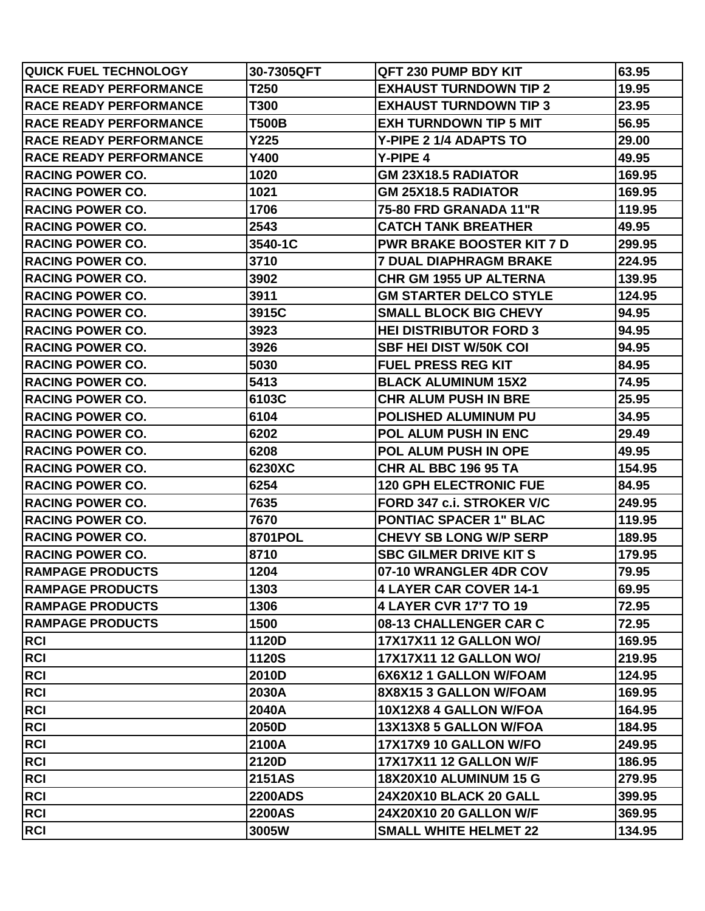| QUICK FUEL TECHNOLOGY | 30-7305QFT | QFT 230 PUMP BDY KIT | 63.95 |
|---|---|---|---|
| RACE READY PERFORMANCE | T250 | EXHAUST TURNDOWN TIP 2 | 19.95 |
| RACE READY PERFORMANCE | T300 | EXHAUST TURNDOWN TIP 3 | 23.95 |
| RACE READY PERFORMANCE | T500B | EXH TURNDOWN TIP 5 MIT | 56.95 |
| RACE READY PERFORMANCE | Y225 | Y-PIPE 2 1/4 ADAPTS TO | 29.00 |
| RACE READY PERFORMANCE | Y400 | Y-PIPE 4 | 49.95 |
| RACING POWER CO. | 1020 | GM 23X18.5 RADIATOR | 169.95 |
| RACING POWER CO. | 1021 | GM 25X18.5 RADIATOR | 169.95 |
| RACING POWER CO. | 1706 | 75-80 FRD GRANADA 11"R | 119.95 |
| RACING POWER CO. | 2543 | CATCH TANK BREATHER | 49.95 |
| RACING POWER CO. | 3540-1C | PWR BRAKE BOOSTER KIT 7 D | 299.95 |
| RACING POWER CO. | 3710 | 7 DUAL DIAPHRAGM BRAKE | 224.95 |
| RACING POWER CO. | 3902 | CHR GM 1955 UP ALTERNA | 139.95 |
| RACING POWER CO. | 3911 | GM STARTER DELCO STYLE | 124.95 |
| RACING POWER CO. | 3915C | SMALL BLOCK BIG CHEVY | 94.95 |
| RACING POWER CO. | 3923 | HEI DISTRIBUTOR FORD 3 | 94.95 |
| RACING POWER CO. | 3926 | SBF HEI DIST W/50K COI | 94.95 |
| RACING POWER CO. | 5030 | FUEL PRESS REG KIT | 84.95 |
| RACING POWER CO. | 5413 | BLACK ALUMINUM 15X2 | 74.95 |
| RACING POWER CO. | 6103C | CHR ALUM PUSH IN BRE | 25.95 |
| RACING POWER CO. | 6104 | POLISHED ALUMINUM PU | 34.95 |
| RACING POWER CO. | 6202 | POL ALUM PUSH IN ENC | 29.49 |
| RACING POWER CO. | 6208 | POL ALUM PUSH IN OPE | 49.95 |
| RACING POWER CO. | 6230XC | CHR AL BBC 196 95 TA | 154.95 |
| RACING POWER CO. | 6254 | 120 GPH ELECTRONIC FUE | 84.95 |
| RACING POWER CO. | 7635 | FORD 347 c.i. STROKER V/C | 249.95 |
| RACING POWER CO. | 7670 | PONTIAC SPACER 1" BLAC | 119.95 |
| RACING POWER CO. | 8701POL | CHEVY SB LONG W/P SERP | 189.95 |
| RACING POWER CO. | 8710 | SBC GILMER DRIVE KIT S | 179.95 |
| RAMPAGE PRODUCTS | 1204 | 07-10 WRANGLER 4DR COV | 79.95 |
| RAMPAGE PRODUCTS | 1303 | 4 LAYER CAR COVER 14-1 | 69.95 |
| RAMPAGE PRODUCTS | 1306 | 4 LAYER CVR 17'7 TO 19 | 72.95 |
| RAMPAGE PRODUCTS | 1500 | 08-13 CHALLENGER CAR C | 72.95 |
| RCI | 1120D | 17X17X11 12 GALLON WO/ | 169.95 |
| RCI | 1120S | 17X17X11 12 GALLON WO/ | 219.95 |
| RCI | 2010D | 6X6X12 1 GALLON W/FOAM | 124.95 |
| RCI | 2030A | 8X8X15 3 GALLON W/FOAM | 169.95 |
| RCI | 2040A | 10X12X8 4 GALLON W/FOA | 164.95 |
| RCI | 2050D | 13X13X8 5 GALLON W/FOA | 184.95 |
| RCI | 2100A | 17X17X9 10 GALLON W/FO | 249.95 |
| RCI | 2120D | 17X17X11 12 GALLON W/F | 186.95 |
| RCI | 2151AS | 18X20X10 ALUMINUM 15 G | 279.95 |
| RCI | 2200ADS | 24X20X10 BLACK 20 GALL | 399.95 |
| RCI | 2200AS | 24X20X10 20 GALLON W/F | 369.95 |
| RCI | 3005W | SMALL WHITE HELMET 22 | 134.95 |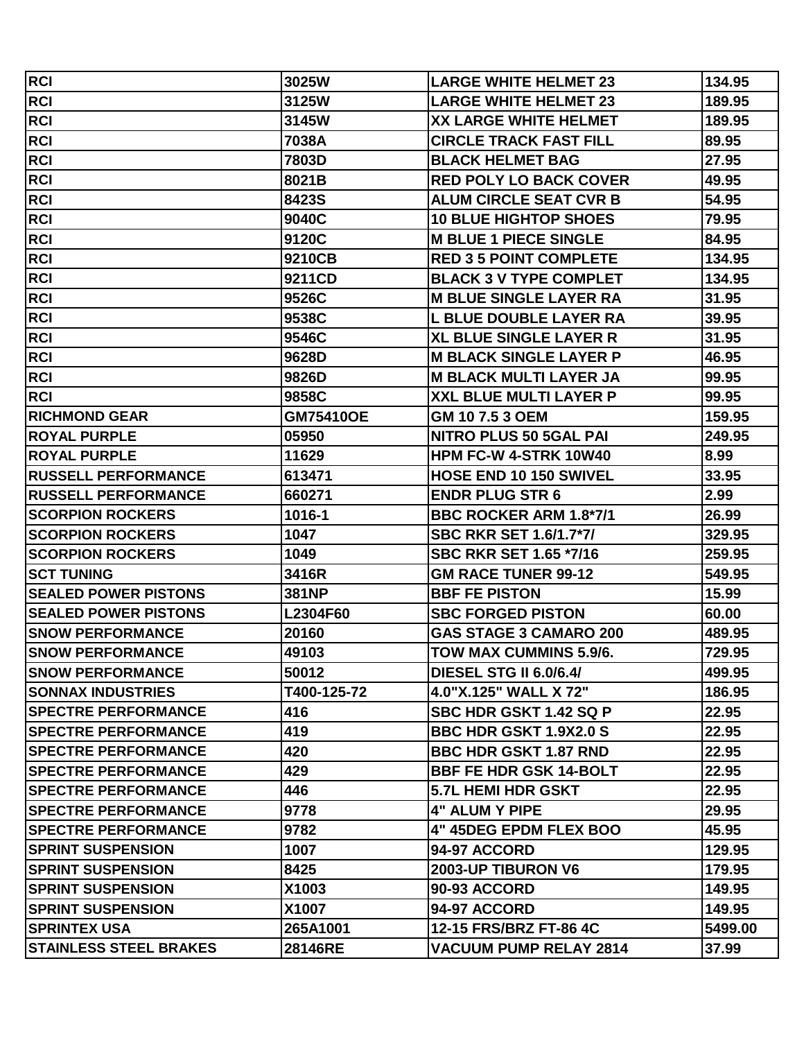| RCI | 3025W | LARGE WHITE HELMET 23 | 134.95 |
|---|---|---|---|
| RCI | 3125W | LARGE WHITE HELMET 23 | 189.95 |
| RCI | 3145W | XX LARGE WHITE HELMET | 189.95 |
| RCI | 7038A | CIRCLE TRACK FAST FILL | 89.95 |
| RCI | 7803D | BLACK HELMET BAG | 27.95 |
| RCI | 8021B | RED POLY LO BACK COVER | 49.95 |
| RCI | 8423S | ALUM CIRCLE SEAT CVR B | 54.95 |
| RCI | 9040C | 10 BLUE HIGHTOP SHOES | 79.95 |
| RCI | 9120C | M BLUE 1 PIECE SINGLE | 84.95 |
| RCI | 9210CB | RED 3 5 POINT COMPLETE | 134.95 |
| RCI | 9211CD | BLACK 3 V TYPE COMPLET | 134.95 |
| RCI | 9526C | M BLUE SINGLE LAYER RA | 31.95 |
| RCI | 9538C | L BLUE DOUBLE LAYER RA | 39.95 |
| RCI | 9546C | XL BLUE SINGLE LAYER R | 31.95 |
| RCI | 9628D | M BLACK SINGLE LAYER P | 46.95 |
| RCI | 9826D | M BLACK MULTI LAYER JA | 99.95 |
| RCI | 9858C | XXL BLUE MULTI LAYER P | 99.95 |
| RICHMOND GEAR | GM75410OE | GM 10 7.5 3 OEM | 159.95 |
| ROYAL PURPLE | 05950 | NITRO PLUS 50 5GAL PAI | 249.95 |
| ROYAL PURPLE | 11629 | HPM FC-W 4-STRK 10W40 | 8.99 |
| RUSSELL PERFORMANCE | 613471 | HOSE END 10 150 SWIVEL | 33.95 |
| RUSSELL PERFORMANCE | 660271 | ENDR PLUG STR 6 | 2.99 |
| SCORPION ROCKERS | 1016-1 | BBC ROCKER ARM 1.8*7/1 | 26.99 |
| SCORPION ROCKERS | 1047 | SBC RKR SET 1.6/1.7*7/ | 329.95 |
| SCORPION ROCKERS | 1049 | SBC RKR SET 1.65 *7/16 | 259.95 |
| SCT TUNING | 3416R | GM RACE TUNER 99-12 | 549.95 |
| SEALED POWER PISTONS | 381NP | BBF FE PISTON | 15.99 |
| SEALED POWER PISTONS | L2304F60 | SBC FORGED PISTON | 60.00 |
| SNOW PERFORMANCE | 20160 | GAS STAGE 3 CAMARO 200 | 489.95 |
| SNOW PERFORMANCE | 49103 | TOW MAX CUMMINS 5.9/6. | 729.95 |
| SNOW PERFORMANCE | 50012 | DIESEL STG II 6.0/6.4/ | 499.95 |
| SONNAX INDUSTRIES | T400-125-72 | 4.0"X.125" WALL X 72" | 186.95 |
| SPECTRE PERFORMANCE | 416 | SBC HDR GSKT 1.42 SQ P | 22.95 |
| SPECTRE PERFORMANCE | 419 | BBC HDR GSKT 1.9X2.0 S | 22.95 |
| SPECTRE PERFORMANCE | 420 | BBC HDR GSKT 1.87 RND | 22.95 |
| SPECTRE PERFORMANCE | 429 | BBF FE HDR GSK 14-BOLT | 22.95 |
| SPECTRE PERFORMANCE | 446 | 5.7L HEMI HDR GSKT | 22.95 |
| SPECTRE PERFORMANCE | 9778 | 4" ALUM Y PIPE | 29.95 |
| SPECTRE PERFORMANCE | 9782 | 4" 45DEG EPDM FLEX BOO | 45.95 |
| SPRINT SUSPENSION | 1007 | 94-97 ACCORD | 129.95 |
| SPRINT SUSPENSION | 8425 | 2003-UP TIBURON V6 | 179.95 |
| SPRINT SUSPENSION | X1003 | 90-93 ACCORD | 149.95 |
| SPRINT SUSPENSION | X1007 | 94-97 ACCORD | 149.95 |
| SPRINTEX USA | 265A1001 | 12-15 FRS/BRZ FT-86 4C | 5499.00 |
| STAINLESS STEEL BRAKES | 28146RE | VACUUM PUMP RELAY 2814 | 37.99 |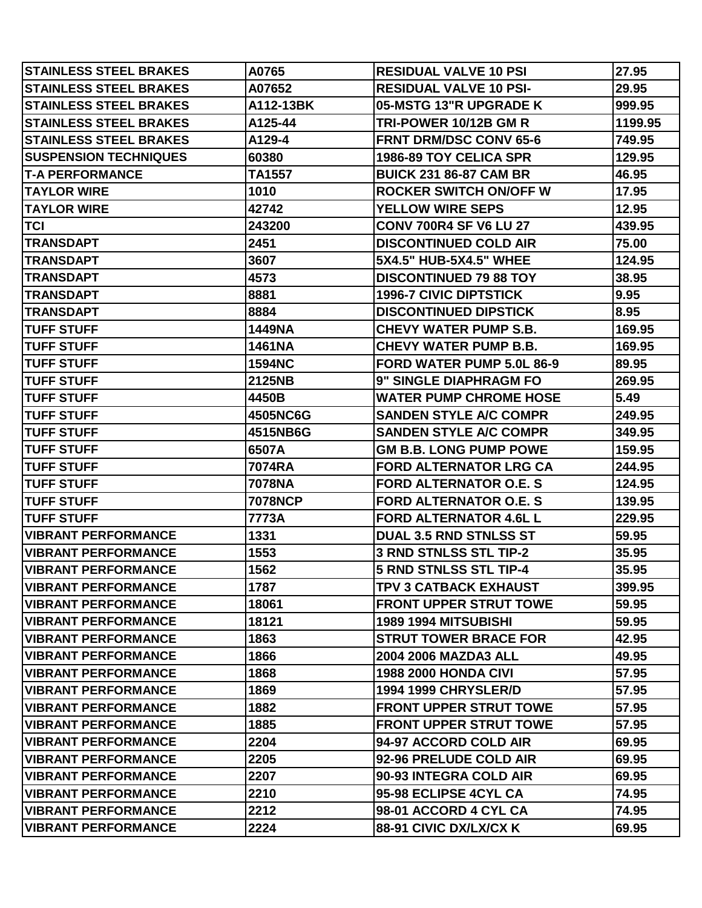| STAINLESS STEEL BRAKES | A0765 | RESIDUAL VALVE 10 PSI | 27.95 |
|---|---|---|---|
| STAINLESS STEEL BRAKES | A07652 | RESIDUAL VALVE 10 PSI- | 29.95 |
| STAINLESS STEEL BRAKES | A112-13BK | 05-MSTG 13"R UPGRADE K | 999.95 |
| STAINLESS STEEL BRAKES | A125-44 | TRI-POWER 10/12B GM R | 1199.95 |
| STAINLESS STEEL BRAKES | A129-4 | FRNT DRM/DSC CONV 65-6 | 749.95 |
| SUSPENSION TECHNIQUES | 60380 | 1986-89 TOY CELICA SPR | 129.95 |
| T-A PERFORMANCE | TA1557 | BUICK 231 86-87 CAM BR | 46.95 |
| TAYLOR WIRE | 1010 | ROCKER SWITCH ON/OFF W | 17.95 |
| TAYLOR WIRE | 42742 | YELLOW WIRE SEPS | 12.95 |
| TCI | 243200 | CONV 700R4 SF V6 LU 27 | 439.95 |
| TRANSDAPT | 2451 | DISCONTINUED COLD AIR | 75.00 |
| TRANSDAPT | 3607 | 5X4.5" HUB-5X4.5" WHEE | 124.95 |
| TRANSDAPT | 4573 | DISCONTINUED 79 88 TOY | 38.95 |
| TRANSDAPT | 8881 | 1996-7 CIVIC DIPTSTICK | 9.95 |
| TRANSDAPT | 8884 | DISCONTINUED DIPSTICK | 8.95 |
| TUFF STUFF | 1449NA | CHEVY WATER PUMP S.B. | 169.95 |
| TUFF STUFF | 1461NA | CHEVY WATER PUMP B.B. | 169.95 |
| TUFF STUFF | 1594NC | FORD WATER PUMP 5.0L 86-9 | 89.95 |
| TUFF STUFF | 2125NB | 9" SINGLE DIAPHRAGM FO | 269.95 |
| TUFF STUFF | 4450B | WATER PUMP CHROME HOSE | 5.49 |
| TUFF STUFF | 4505NC6G | SANDEN STYLE A/C COMPR | 249.95 |
| TUFF STUFF | 4515NB6G | SANDEN STYLE A/C COMPR | 349.95 |
| TUFF STUFF | 6507A | GM B.B. LONG PUMP POWE | 159.95 |
| TUFF STUFF | 7074RA | FORD ALTERNATOR LRG CA | 244.95 |
| TUFF STUFF | 7078NA | FORD ALTERNATOR O.E. S | 124.95 |
| TUFF STUFF | 7078NCP | FORD ALTERNATOR O.E. S | 139.95 |
| TUFF STUFF | 7773A | FORD ALTERNATOR 4.6L L | 229.95 |
| VIBRANT PERFORMANCE | 1331 | DUAL 3.5 RND STNLSS ST | 59.95 |
| VIBRANT PERFORMANCE | 1553 | 3 RND STNLSS STL TIP-2 | 35.95 |
| VIBRANT PERFORMANCE | 1562 | 5 RND STNLSS STL TIP-4 | 35.95 |
| VIBRANT PERFORMANCE | 1787 | TPV 3 CATBACK EXHAUST | 399.95 |
| VIBRANT PERFORMANCE | 18061 | FRONT UPPER STRUT TOWE | 59.95 |
| VIBRANT PERFORMANCE | 18121 | 1989 1994 MITSUBISHI | 59.95 |
| VIBRANT PERFORMANCE | 1863 | STRUT TOWER BRACE FOR | 42.95 |
| VIBRANT PERFORMANCE | 1866 | 2004 2006 MAZDA3 ALL | 49.95 |
| VIBRANT PERFORMANCE | 1868 | 1988 2000 HONDA CIVI | 57.95 |
| VIBRANT PERFORMANCE | 1869 | 1994 1999 CHRYSLER/D | 57.95 |
| VIBRANT PERFORMANCE | 1882 | FRONT UPPER STRUT TOWE | 57.95 |
| VIBRANT PERFORMANCE | 1885 | FRONT UPPER STRUT TOWE | 57.95 |
| VIBRANT PERFORMANCE | 2204 | 94-97 ACCORD COLD AIR | 69.95 |
| VIBRANT PERFORMANCE | 2205 | 92-96 PRELUDE COLD AIR | 69.95 |
| VIBRANT PERFORMANCE | 2207 | 90-93 INTEGRA COLD AIR | 69.95 |
| VIBRANT PERFORMANCE | 2210 | 95-98 ECLIPSE 4CYL CA | 74.95 |
| VIBRANT PERFORMANCE | 2212 | 98-01 ACCORD 4 CYL CA | 74.95 |
| VIBRANT PERFORMANCE | 2224 | 88-91 CIVIC DX/LX/CX K | 69.95 |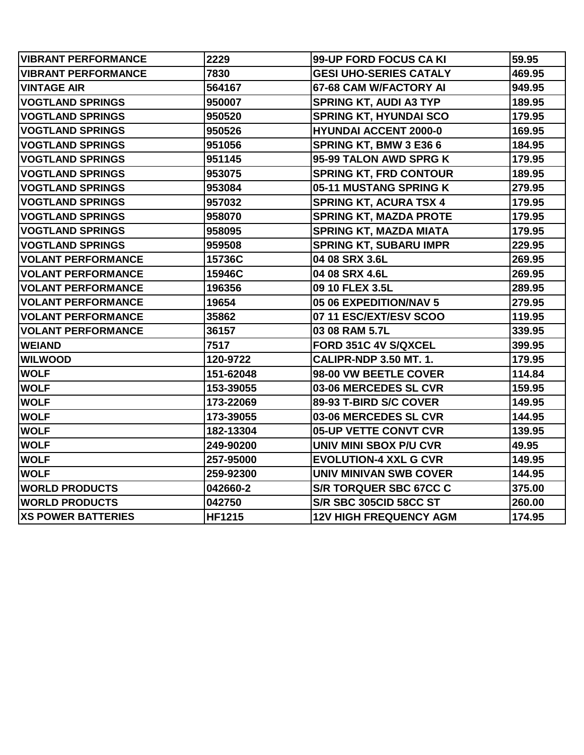| | | | |
|---|---|---|---|
| **VIBRANT PERFORMANCE** | **2229** | **99-UP FORD FOCUS CA KI** | **59.95** |
| **VIBRANT PERFORMANCE** | **7830** | **GESI UHO-SERIES CATALY** | **469.95** |
| **VINTAGE AIR** | **564167** | **67-68 CAM W/FACTORY AI** | **949.95** |
| **VOGTLAND SPRINGS** | **950007** | **SPRING KT, AUDI A3 TYP** | **189.95** |
| **VOGTLAND SPRINGS** | **950520** | **SPRING KT, HYUNDAI SCO** | **179.95** |
| **VOGTLAND SPRINGS** | **950526** | **HYUNDAI ACCENT 2000-0** | **169.95** |
| **VOGTLAND SPRINGS** | **951056** | **SPRING KT, BMW 3 E36 6** | **184.95** |
| **VOGTLAND SPRINGS** | **951145** | **95-99 TALON AWD SPRG K** | **179.95** |
| **VOGTLAND SPRINGS** | **953075** | **SPRING KT, FRD CONTOUR** | **189.95** |
| **VOGTLAND SPRINGS** | **953084** | **05-11 MUSTANG SPRING K** | **279.95** |
| **VOGTLAND SPRINGS** | **957032** | **SPRING KT, ACURA TSX 4** | **179.95** |
| **VOGTLAND SPRINGS** | **958070** | **SPRING KT, MAZDA PROTE** | **179.95** |
| **VOGTLAND SPRINGS** | **958095** | **SPRING KT, MAZDA MIATA** | **179.95** |
| **VOGTLAND SPRINGS** | **959508** | **SPRING KT, SUBARU IMPR** | **229.95** |
| **VOLANT PERFORMANCE** | **15736C** | **04 08 SRX 3.6L** | **269.95** |
| **VOLANT PERFORMANCE** | **15946C** | **04 08 SRX 4.6L** | **269.95** |
| **VOLANT PERFORMANCE** | **196356** | **09 10 FLEX 3.5L** | **289.95** |
| **VOLANT PERFORMANCE** | **19654** | **05 06 EXPEDITION/NAV 5** | **279.95** |
| **VOLANT PERFORMANCE** | **35862** | **07 11 ESC/EXT/ESV SCOO** | **119.95** |
| **VOLANT PERFORMANCE** | **36157** | **03 08 RAM 5.7L** | **339.95** |
| **WEIAND** | **7517** | **FORD 351C 4V S/QXCEL** | **399.95** |
| **WILWOOD** | **120-9722** | **CALIPR-NDP 3.50 MT. 1.** | **179.95** |
| **WOLF** | **151-62048** | **98-00 VW BEETLE COVER** | **114.84** |
| **WOLF** | **153-39055** | **03-06 MERCEDES SL CVR** | **159.95** |
| **WOLF** | **173-22069** | **89-93 T-BIRD S/C COVER** | **149.95** |
| **WOLF** | **173-39055** | **03-06 MERCEDES SL CVR** | **144.95** |
| **WOLF** | **182-13304** | **05-UP VETTE CONVT CVR** | **139.95** |
| **WOLF** | **249-90200** | **UNIV MINI SBOX P/U CVR** | **49.95** |
| **WOLF** | **257-95000** | **EVOLUTION-4 XXL G CVR** | **149.95** |
| **WOLF** | **259-92300** | **UNIV MINIVAN SWB COVER** | **144.95** |
| **WORLD PRODUCTS** | **042660-2** | **S/R TORQUER SBC 67CC C** | **375.00** |
| **WORLD PRODUCTS** | **042750** | **S/R SBC 305CID 58CC ST** | **260.00** |
| **XS POWER BATTERIES** | **HF1215** | **12V HIGH FREQUENCY AGM** | **174.95** |